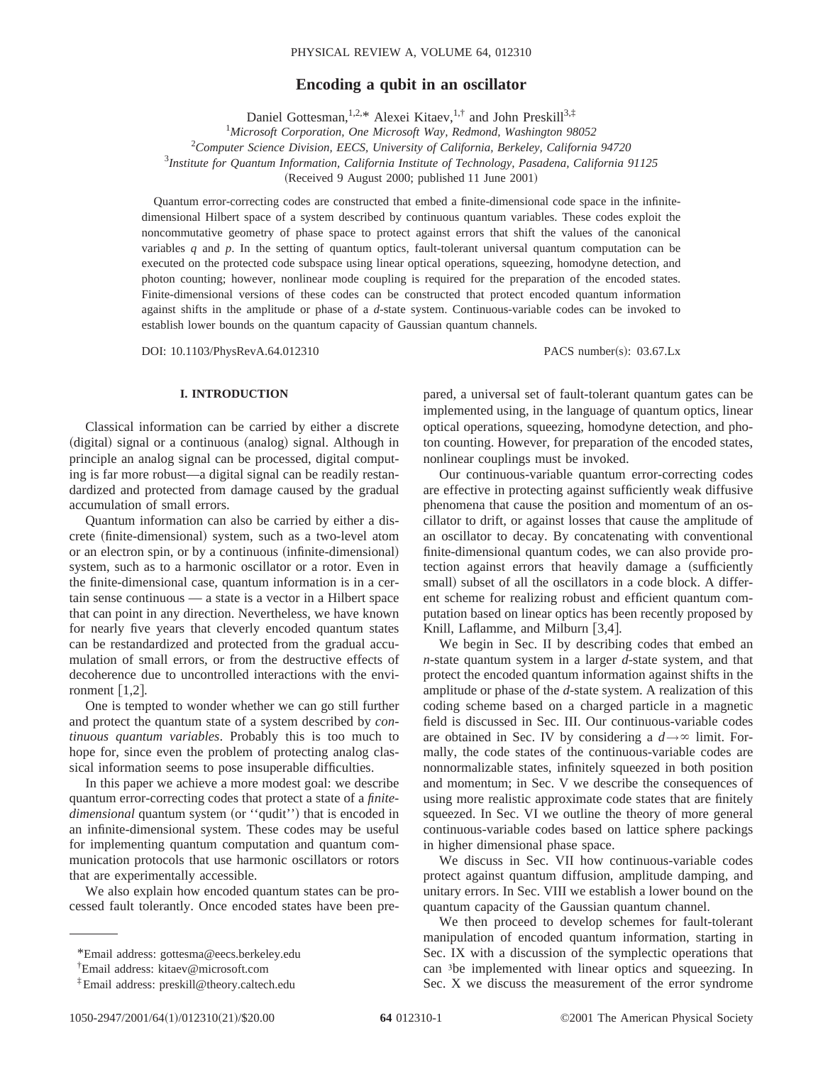# Encoding a qubit in an oscillator

Daniel Gottesman,[1,2,*] Alexei Kitaev,[1,†] and John Preskill[3,‡]

[1]*Microsoft Corporation, One Microsoft Way, Redmond, Washington 98052*

[2]*Computer Science Division, EECS, University of California, Berkeley, California 94720*

[3]*Institute for Quantum Information, California Institute of Technology, Pasadena, California 91125*

(Received 9 August 2000; published 11 June 2001)

Quantum error-correcting codes are constructed that embed a finite-dimensional code space in the infinite-dimensional Hilbert space of a system described by continuous quantum variables. These codes exploit the noncommutative geometry of phase space to protect against errors that shift the values of the canonical variables $q$ and $p$. In the setting of quantum optics, fault-tolerant universal quantum computation can be executed on the protected code subspace using linear optical operations, squeezing, homodyne detection, and photon counting; however, nonlinear mode coupling is required for the preparation of the encoded states. Finite-dimensional versions of these codes can be constructed that protect encoded quantum information against shifts in the amplitude or phase of a $d$-state system. Continuous-variable codes can be invoked to establish lower bounds on the quantum capacity of Gaussian quantum channels.

DOI: 10.1103/PhysRevA.64.012310 PACS number(s): 03.67.Lx

## I. INTRODUCTION

Classical information can be carried by either a discrete (digital) signal or a continuous (analog) signal. Although in principle an analog signal can be processed, digital computing is far more robust—a digital signal can be readily restandardized and protected from damage caused by the gradual accumulation of small errors.

Quantum information can also be carried by either a discrete (finite-dimensional) system, such as a two-level atom or an electron spin, or by a continuous (infinite-dimensional) system, such as to a harmonic oscillator or a rotor. Even in the finite-dimensional case, quantum information is in a certain sense continuous — a state is a vector in a Hilbert space that can point in any direction. Nevertheless, we have known for nearly five years that cleverly encoded quantum states can be restandardized and protected from the gradual accumulation of small errors, or from the destructive effects of decoherence due to uncontrolled interactions with the environment [1,2].

One is tempted to wonder whether we can go still further and protect the quantum state of a system described by *continuous quantum variables*. Probably this is too much to hope for, since even the problem of protecting analog classical information seems to pose insuperable difficulties.

In this paper we achieve a more modest goal: we describe quantum error-correcting codes that protect a state of a *finite-dimensional* quantum system (or ''qudit'') that is encoded in an infinite-dimensional system. These codes may be useful for implementing quantum computation and quantum communication protocols that use harmonic oscillators or rotors that are experimentally accessible.

We also explain how encoded quantum states can be processed fault tolerantly. Once encoded states have been prepared, a universal set of fault-tolerant quantum gates can be implemented using, in the language of quantum optics, linear optical operations, squeezing, homodyne detection, and photon counting. However, for preparation of the encoded states, nonlinear couplings must be invoked.

Our continuous-variable quantum error-correcting codes are effective in protecting against sufficiently weak diffusive phenomena that cause the position and momentum of an oscillator to drift, or against losses that cause the amplitude of an oscillator to decay. By concatenating with conventional finite-dimensional quantum codes, we can also provide protection against errors that heavily damage a (sufficiently small) subset of all the oscillators in a code block. A different scheme for realizing robust and efficient quantum computation based on linear optics has been recently proposed by Knill, Laflamme, and Milburn [3,4].

We begin in Sec. II by describing codes that embed an $n$-state quantum system in a larger $d$-state system, and that protect the encoded quantum information against shifts in the amplitude or phase of the $d$-state system. A realization of this coding scheme based on a charged particle in a magnetic field is discussed in Sec. III. Our continuous-variable codes are obtained in Sec. IV by considering a $d \to \infty$ limit. Formally, the code states of the continuous-variable codes are nonnormalizable states, infinitely squeezed in both position and momentum; in Sec. V we describe the consequences of using more realistic approximate code states that are finitely squeezed. In Sec. VI we outline the theory of more general continuous-variable codes based on lattice sphere packings in higher dimensional phase space.

We discuss in Sec. VII how continuous-variable codes protect against quantum diffusion, amplitude damping, and unitary errors. In Sec. VIII we establish a lower bound on the quantum capacity of the Gaussian quantum channel.

We then proceed to develop schemes for fault-tolerant manipulation of encoded quantum information, starting in Sec. IX with a discussion of the symplectic operations that can be implemented with linear optics and squeezing. In Sec. X we discuss the measurement of the error syndrome

*Email address: gottesma@eecs.berkeley.edu

†Email address: kitaev@microsoft.com

‡Email address: preskill@theory.caltech.edu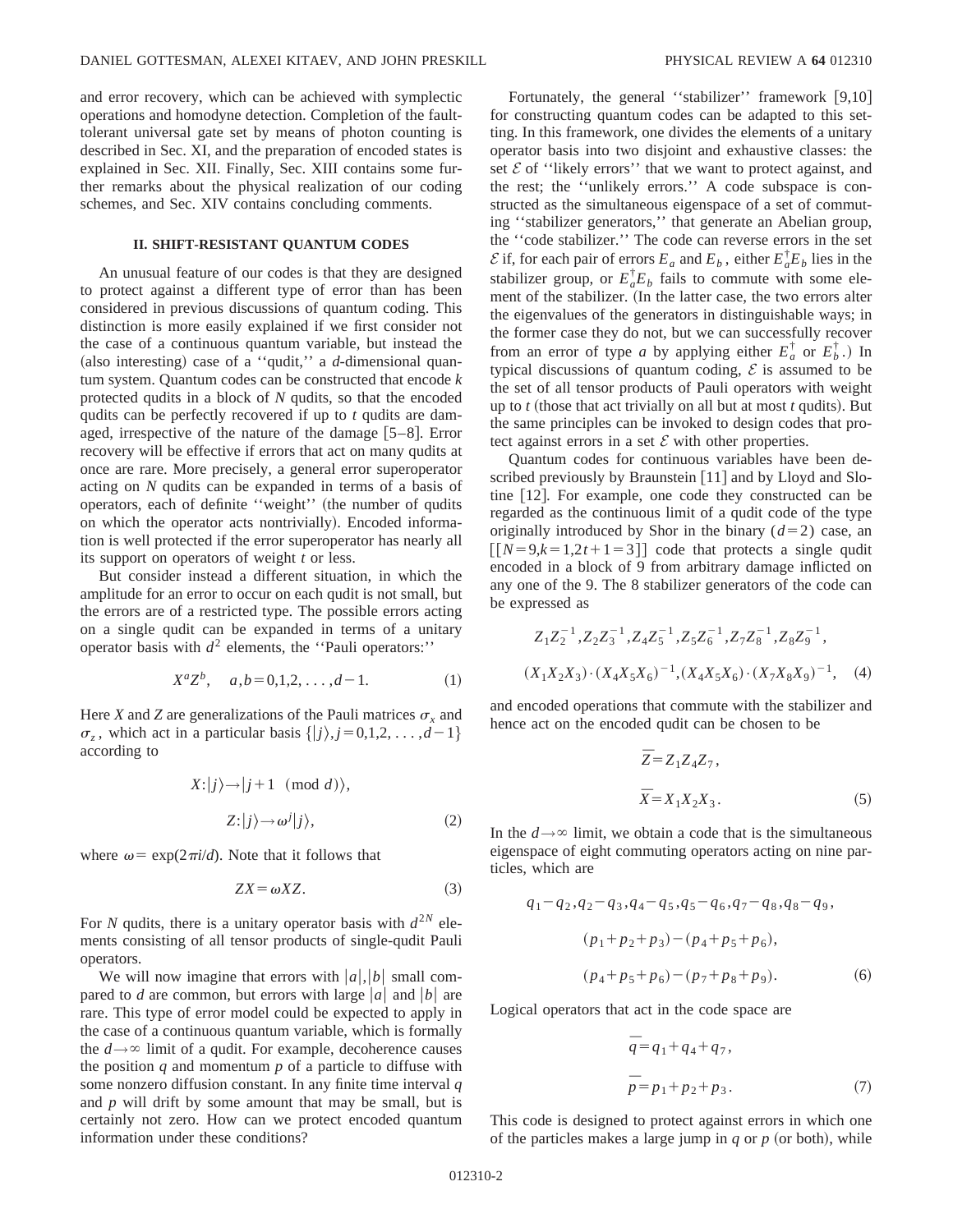and error recovery, which can be achieved with symplectic operations and homodyne detection. Completion of the fault-tolerant universal gate set by means of photon counting is described in Sec. XI, and the preparation of encoded states is explained in Sec. XII. Finally, Sec. XIII contains some further remarks about the physical realization of our coding schemes, and Sec. XIV contains concluding comments.

## II. SHIFT-RESISTANT QUANTUM CODES

An unusual feature of our codes is that they are designed to protect against a different type of error than has been considered in previous discussions of quantum coding. This distinction is more easily explained if we first consider not the case of a continuous quantum variable, but instead the (also interesting) case of a ''qudit,'' a $d$-dimensional quantum system. Quantum codes can be constructed that encode $k$ protected qudits in a block of $N$ qudits, so that the encoded qudits can be perfectly recovered if up to $t$ qudits are damaged, irrespective of the nature of the damage [5–8]. Error recovery will be effective if errors that act on many qudits at once are rare. More precisely, a general error superoperator acting on $N$ qudits can be expanded in terms of a basis of operators, each of definite ''weight'' (the number of qudits on which the operator acts nontrivially). Encoded information is well protected if the error superoperator has nearly all its support on operators of weight $t$ or less.

But consider instead a different situation, in which the amplitude for an error to occur on each qudit is not small, but the errors are of a restricted type. The possible errors acting on a single qudit can be expanded in terms of a unitary operator basis with $d^2$ elements, the ''Pauli operators:''

$$X^a Z^b, \quad a,b=0,1,2,\ldots,d-1. \tag{1}$$

Here $X$ and $Z$ are generalizations of the Pauli matrices $\sigma_x$ and $\sigma_z$, which act in a particular basis $\{|j\rangle, j=0,1,2,\ldots,d-1\}$ according to

$$X:|j\rangle \to |j+1 \pmod d\rangle,$$
$$Z:|j\rangle \to \omega^j |j\rangle, \tag{2}$$

where $\omega=\exp(2\pi i/d)$. Note that it follows that

$$ZX=\omega XZ. \tag{3}$$

For $N$ qudits, there is a unitary operator basis with $d^{2N}$ elements consisting of all tensor products of single-qudit Pauli operators.

We will now imagine that errors with $|a|,|b|$ small compared to $d$ are common, but errors with large $|a|$ and $|b|$ are rare. This type of error model could be expected to apply in the case of a continuous quantum variable, which is formally the $d\to\infty$ limit of a qudit. For example, decoherence causes the position $q$ and momentum $p$ of a particle to diffuse with some nonzero diffusion constant. In any finite time interval $q$ and $p$ will drift by some amount that may be small, but is certainly not zero. How can we protect encoded quantum information under these conditions?

Fortunately, the general ''stabilizer'' framework [9,10] for constructing quantum codes can be adapted to this setting. In this framework, one divides the elements of a unitary operator basis into two disjoint and exhaustive classes: the set $\mathcal{E}$ of ''likely errors'' that we want to protect against, and the rest; the ''unlikely errors.'' A code subspace is constructed as the simultaneous eigenspace of a set of commuting ''stabilizer generators,'' that generate an Abelian group, the ''code stabilizer.'' The code can reverse errors in the set $\mathcal{E}$ if, for each pair of errors $E_a$ and $E_b$, either $E_a^\dagger E_b$ lies in the stabilizer group, or $E_a^\dagger E_b$ fails to commute with some element of the stabilizer. (In the latter case, the two errors alter the eigenvalues of the generators in distinguishable ways; in the former case they do not, but we can successfully recover from an error of type $a$ by applying either $E_a^\dagger$ or $E_b^\dagger$.) In typical discussions of quantum coding, $\mathcal{E}$ is assumed to be the set of all tensor products of Pauli operators with weight up to $t$ (those that act trivially on all but at most $t$ qudits). But the same principles can be invoked to design codes that protect against errors in a set $\mathcal{E}$ with other properties.

Quantum codes for continuous variables have been described previously by Braunstein [11] and by Lloyd and Slotine [12]. For example, one code they constructed can be regarded as the continuous limit of a qudit code of the type originally introduced by Shor in the binary $(d=2)$ case, an $[[N=9,k=1,2t+1=3]]$ code that protects a single qudit encoded in a block of 9 from arbitrary damage inflicted on any one of the 9. The 8 stabilizer generators of the code can be expressed as

$$Z_1Z_2^{-1}, Z_2Z_3^{-1}, Z_4Z_5^{-1}, Z_5Z_6^{-1}, Z_7Z_8^{-1}, Z_8Z_9^{-1},$$
$$(X_1X_2X_3)\cdot(X_4X_5X_6)^{-1}, (X_4X_5X_6)\cdot(X_7X_8X_9)^{-1}, \tag{4}$$

and encoded operations that commute with the stabilizer and hence act on the encoded qudit can be chosen to be

$$\bar{Z}=Z_1Z_4Z_7,$$
$$\bar{X}=X_1X_2X_3. \tag{5}$$

In the $d\to\infty$ limit, we obtain a code that is the simultaneous eigenspace of eight commuting operators acting on nine particles, which are

$$q_1-q_2, q_2-q_3, q_4-q_5, q_5-q_6, q_7-q_8, q_8-q_9,$$
$$(p_1+p_2+p_3)-(p_4+p_5+p_6),$$
$$(p_4+p_5+p_6)-(p_7+p_8+p_9). \tag{6}$$

Logical operators that act in the code space are

$$\bar{q}=q_1+q_4+q_7,$$
$$\bar{p}=p_1+p_2+p_3. \tag{7}$$

This code is designed to protect against errors in which one of the particles makes a large jump in $q$ or $p$ (or both), while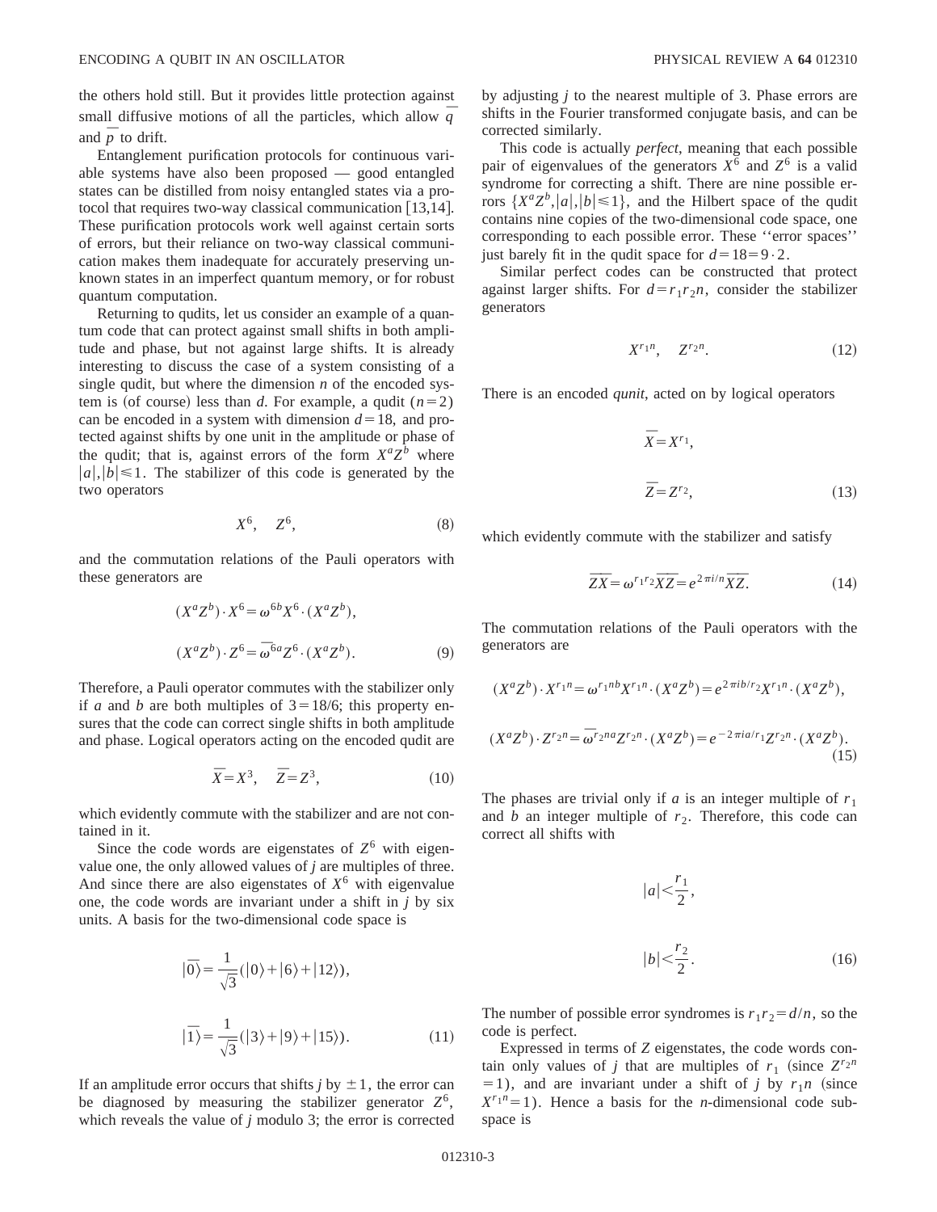the others hold still. But it provides little protection against small diffusive motions of all the particles, which allow $\bar{q}$ and $\bar{p}$ to drift.

Entanglement purification protocols for continuous variable systems have also been proposed — good entangled states can be distilled from noisy entangled states via a protocol that requires two-way classical communication [13,14]. These purification protocols work well against certain sorts of errors, but their reliance on two-way classical communication makes them inadequate for accurately preserving unknown states in an imperfect quantum memory, or for robust quantum computation.

Returning to qudits, let us consider an example of a quantum code that can protect against small shifts in both amplitude and phase, but not against large shifts. It is already interesting to discuss the case of a system consisting of a single qudit, but where the dimension $n$ of the encoded system is (of course) less than $d$. For example, a qudit ($n=2$) can be encoded in a system with dimension $d=18$, and protected against shifts by one unit in the amplitude or phase of the qudit; that is, against errors of the form $X^aZ^b$ where $|a|,|b|\leq 1$. The stabilizer of this code is generated by the two operators

$$X^6, \quad Z^6, \tag{8}$$

and the commutation relations of the Pauli operators with these generators are

$$(X^aZ^b)\cdot X^6 = \omega^{6b}X^6\cdot(X^aZ^b),$$

$$(X^aZ^b)\cdot Z^6 = \bar{\omega}^{6a}Z^6\cdot(X^aZ^b). \tag{9}$$

Therefore, a Pauli operator commutes with the stabilizer only if $a$ and $b$ are both multiples of $3=18/6$; this property ensures that the code can correct single shifts in both amplitude and phase. Logical operators acting on the encoded qudit are

$$\bar{X}=X^3, \quad \bar{Z}=Z^3, \tag{10}$$

which evidently commute with the stabilizer and are not contained in it.

Since the code words are eigenstates of $Z^6$ with eigenvalue one, the only allowed values of $j$ are multiples of three. And since there are also eigenstates of $X^6$ with eigenvalue one, the code words are invariant under a shift in $j$ by six units. A basis for the two-dimensional code space is

$$|\bar{0}\rangle = \frac{1}{\sqrt{3}}(|0\rangle+|6\rangle+|12\rangle),$$

$$|\bar{1}\rangle = \frac{1}{\sqrt{3}}(|3\rangle+|9\rangle+|15\rangle). \tag{11}$$

If an amplitude error occurs that shifts $j$ by $\pm 1$, the error can be diagnosed by measuring the stabilizer generator $Z^6$, which reveals the value of $j$ modulo 3; the error is corrected by adjusting $j$ to the nearest multiple of 3. Phase errors are shifts in the Fourier transformed conjugate basis, and can be corrected similarly.

This code is actually *perfect*, meaning that each possible pair of eigenvalues of the generators $X^6$ and $Z^6$ is a valid syndrome for correcting a shift. There are nine possible errors $\{X^aZ^b, |a|,|b|\leq 1\}$, and the Hilbert space of the qudit contains nine copies of the two-dimensional code space, one corresponding to each possible error. These "error spaces" just barely fit in the qudit space for $d=18=9\cdot 2$.

Similar perfect codes can be constructed that protect against larger shifts. For $d=r_1r_2n$, consider the stabilizer generators

$$X^{r_1n}, \quad Z^{r_2n}. \tag{12}$$

There is an encoded *qunit*, acted on by logical operators

$$\bar{X}=X^{r_1},$$

$$\bar{Z}=Z^{r_2}, \tag{13}$$

which evidently commute with the stabilizer and satisfy

$$\bar{Z}\bar{X}=\omega^{r_1r_2}\bar{X}\bar{Z}=e^{2\pi i/n}\bar{X}\bar{Z}. \tag{14}$$

The commutation relations of the Pauli operators with the generators are

$$(X^aZ^b)\cdot X^{r_1n}=\omega^{r_1nb}X^{r_1n}\cdot(X^aZ^b)=e^{2\pi ib/r_2}X^{r_1n}\cdot(X^aZ^b),$$

$$(X^aZ^b)\cdot Z^{r_2n}=\bar{\omega}^{r_2na}Z^{r_2n}\cdot(X^aZ^b)=e^{-2\pi ia/r_1}Z^{r_2n}\cdot(X^aZ^b). \tag{15}$$

The phases are trivial only if $a$ is an integer multiple of $r_1$ and $b$ an integer multiple of $r_2$. Therefore, this code can correct all shifts with

$$|a|<\frac{r_1}{2},$$

$$|b|<\frac{r_2}{2}. \tag{16}$$

The number of possible error syndromes is $r_1r_2=d/n$, so the code is perfect.

Expressed in terms of $Z$ eigenstates, the code words contain only values of $j$ that are multiples of $r_1$ (since $Z^{r_2n}=1$), and are invariant under a shift of $j$ by $r_1n$ (since $X^{r_1n}=1$). Hence a basis for the $n$-dimensional code subspace is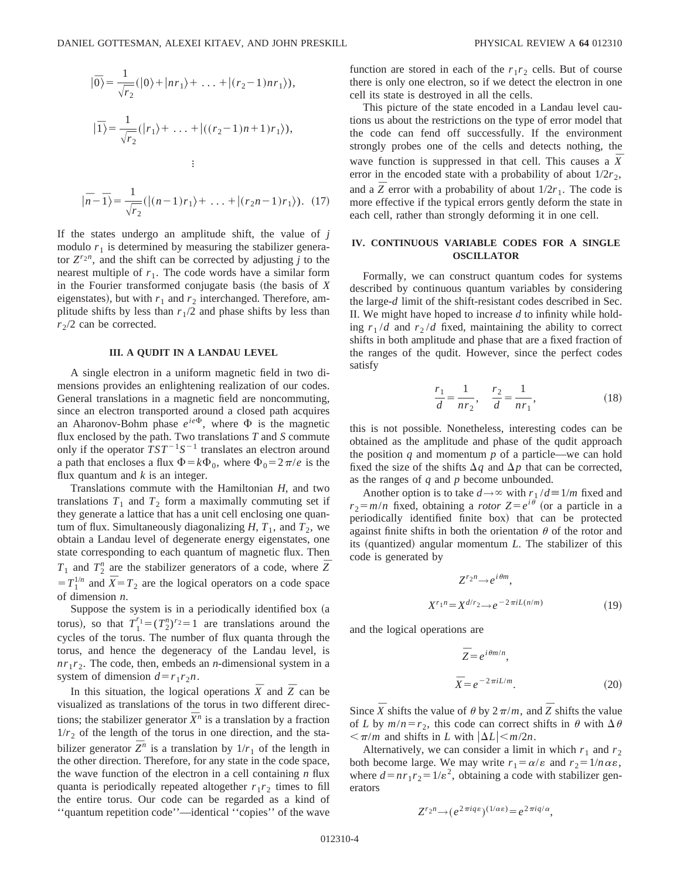$$|\bar{0}\rangle = \frac{1}{\sqrt{r_2}}(|0\rangle + |nr_1\rangle + \ldots + |(r_2-1)nr_1\rangle),$$

$$|\bar{1}\rangle = \frac{1}{\sqrt{r_2}}(|r_1\rangle + \ldots + |((r_2-1)n+1)r_1\rangle),$$

$$\vdots$$

$$|\overline{n-1}\rangle = \frac{1}{\sqrt{r_2}}(|(n-1)r_1\rangle + \ldots + |(r_2 n-1)r_1\rangle). \quad (17)$$

If the states undergo an amplitude shift, the value of $j$ modulo $r_1$ is determined by measuring the stabilizer generator $Z^{r_2 n}$, and the shift can be corrected by adjusting $j$ to the nearest multiple of $r_1$. The code words have a similar form in the Fourier transformed conjugate basis (the basis of $X$ eigenstates), but with $r_1$ and $r_2$ interchanged. Therefore, amplitude shifts by less than $r_1/2$ and phase shifts by less than $r_2/2$ can be corrected.

## III. A QUDIT IN A LANDAU LEVEL

A single electron in a uniform magnetic field in two dimensions provides an enlightening realization of our codes. General translations in a magnetic field are noncommuting, since an electron transported around a closed path acquires an Aharonov-Bohm phase $e^{ie\Phi}$, where $\Phi$ is the magnetic flux enclosed by the path. Two translations $T$ and $S$ commute only if the operator $TST^{-1}S^{-1}$ translates an electron around a path that encloses a flux $\Phi = k\Phi_0$, where $\Phi_0 = 2\pi/e$ is the flux quantum and $k$ is an integer.

Translations commute with the Hamiltonian $H$, and two translations $T_1$ and $T_2$ form a maximally commuting set if they generate a lattice that has a unit cell enclosing one quantum of flux. Simultaneously diagonalizing $H$, $T_1$, and $T_2$, we obtain a Landau level of degenerate energy eigenstates, one state corresponding to each quantum of magnetic flux. Then $T_1$ and $T_2^n$ are the stabilizer generators of a code, where $\bar{Z} = T_1^{1/n}$ and $\bar{X} = T_2$ are the logical operators on a code space of dimension $n$.

Suppose the system is in a periodically identified box (a torus), so that $T_1^{r_1} = (T_2^n)^{r_2} = 1$ are translations around the cycles of the torus. The number of flux quanta through the torus, and hence the degeneracy of the Landau level, is $nr_1r_2$. The code, then, embeds an $n$-dimensional system in a system of dimension $d = r_1 r_2 n$.

In this situation, the logical operations $\bar{X}$ and $\bar{Z}$ can be visualized as translations of the torus in two different directions; the stabilizer generator $\bar{X}^n$ is a translation by a fraction $1/r_2$ of the length of the torus in one direction, and the stabilizer generator $\bar{Z}^n$ is a translation by $1/r_1$ of the length in the other direction. Therefore, for any state in the code space, the wave function of the electron in a cell containing $n$ flux quanta is periodically repeated altogether $r_1 r_2$ times to fill the entire torus. Our code can be regarded as a kind of "quantum repetition code"—identical "copies" of the wave function are stored in each of the $r_1 r_2$ cells. But of course there is only one electron, so if we detect the electron in one cell its state is destroyed in all the cells.

This picture of the state encoded in a Landau level cautions us about the restrictions on the type of error model that the code can fend off successfully. If the environment strongly probes one of the cells and detects nothing, the wave function is suppressed in that cell. This causes a $\bar{X}$ error in the encoded state with a probability of about $1/2r_2$, and a $\bar{Z}$ error with a probability of about $1/2r_1$. The code is more effective if the typical errors gently deform the state in each cell, rather than strongly deforming it in one cell.

## IV. CONTINUOUS VARIABLE CODES FOR A SINGLE OSCILLATOR

Formally, we can construct quantum codes for systems described by continuous quantum variables by considering the large-$d$ limit of the shift-resistant codes described in Sec. II. We might have hoped to increase $d$ to infinity while holding $r_1/d$ and $r_2/d$ fixed, maintaining the ability to correct shifts in both amplitude and phase that are a fixed fraction of the ranges of the qudit. However, since the perfect codes satisfy

$$\frac{r_1}{d} = \frac{1}{nr_2}, \quad \frac{r_2}{d} = \frac{1}{nr_1}, \quad (18)$$

this is not possible. Nonetheless, interesting codes can be obtained as the amplitude and phase of the qudit approach the position $q$ and momentum $p$ of a particle—we can hold fixed the size of the shifts $\Delta q$ and $\Delta p$ that can be corrected, as the ranges of $q$ and $p$ become unbounded.

Another option is to take $d\to\infty$ with $r_1/d \equiv 1/m$ fixed and $r_2 = m/n$ fixed, obtaining a *rotor* $Z = e^{i\theta}$ (or a particle in a periodically identified finite box) that can be protected against finite shifts in both the orientation $\theta$ of the rotor and its (quantized) angular momentum $L$. The stabilizer of this code is generated by

$$Z^{r_2 n} \to e^{i\theta m},$$

$$X^{r_1 n} = X^{d/r_2} \to e^{-2\pi i L(n/m)} \quad (19)$$

and the logical operations are

$$\bar{Z} = e^{i\theta m/n},$$

$$\bar{X} = e^{-2\pi i L/m}. \quad (20)$$

Since $\bar{X}$ shifts the value of $\theta$ by $2\pi/m$, and $\bar{Z}$ shifts the value of $L$ by $m/n = r_2$, this code can correct shifts in $\theta$ with $\Delta\theta < \pi/m$ and shifts in $L$ with $|\Delta L| < m/2n$.

Alternatively, we can consider a limit in which $r_1$ and $r_2$ both become large. We may write $r_1 = \alpha/\varepsilon$ and $r_2 = 1/n\alpha\varepsilon$, where $d = nr_1r_2 = 1/\varepsilon^2$, obtaining a code with stabilizer generators

$$Z^{r_2 n} \to (e^{2\pi i q\varepsilon})^{(1/\alpha\varepsilon)} = e^{2\pi i q/\alpha},$$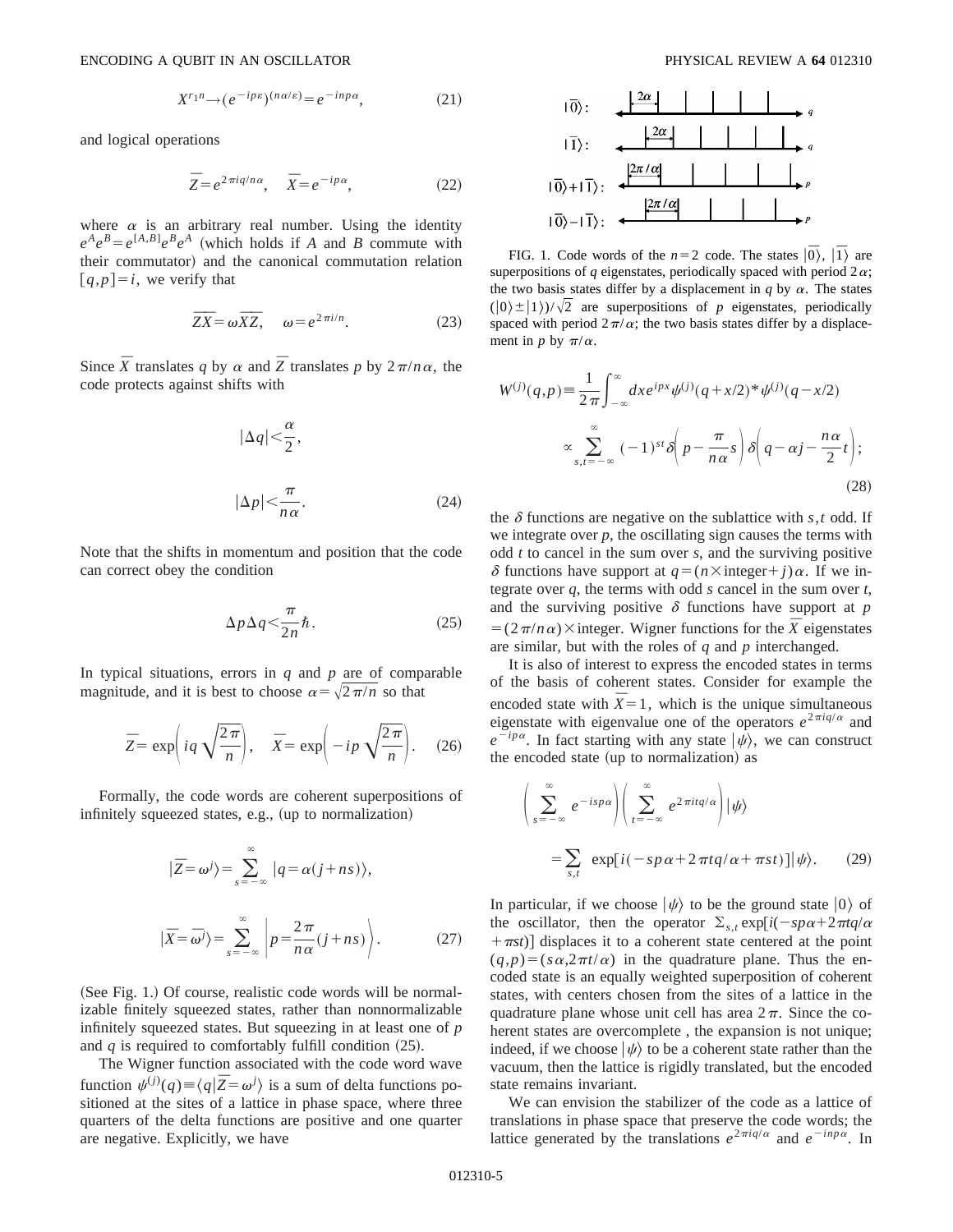$$X^{r_1 n} \rightarrow (e^{-ip\varepsilon})^{(n\alpha/\varepsilon)} = e^{-inp\alpha}, \tag{21}$$

and logical operations

$$\bar{Z} = e^{2\pi i q/n\alpha}, \quad \bar{X} = e^{-ip\alpha}, \tag{22}$$

where $\alpha$ is an arbitrary real number. Using the identity $e^A e^B = e^{[A,B]} e^B e^A$ (which holds if $A$ and $B$ commute with their commutator) and the canonical commutation relation $[q,p]=i$, we verify that

$$\overline{ZX} = \omega \overline{XZ}, \quad \omega = e^{2\pi i/n}. \tag{23}$$

Since $\bar{X}$ translates $q$ by $\alpha$ and $\bar{Z}$ translates $p$ by $2\pi/n\alpha$, the code protects against shifts with

$$|\Delta q| < \frac{\alpha}{2},$$

$$|\Delta p| < \frac{\pi}{n\alpha}. \tag{24}$$

Note that the shifts in momentum and position that the code can correct obey the condition

$$\Delta p \Delta q < \frac{\pi}{2n}\hbar. \tag{25}$$

In typical situations, errors in $q$ and $p$ are of comparable magnitude, and it is best to choose $\alpha = \sqrt{2\pi/n}$ so that

$$\bar{Z} = \exp\left(iq\sqrt{\frac{2\pi}{n}}\right), \quad \bar{X} = \exp\left(-ip\sqrt{\frac{2\pi}{n}}\right). \tag{26}$$

Formally, the code words are coherent superpositions of infinitely squeezed states, e.g., (up to normalization)

$$|\bar{Z} = \omega^j\rangle = \sum_{s=-\infty}^{\infty} |q = \alpha(j+ns)\rangle,$$

$$|\bar{X} = \bar{\omega}^j\rangle = \sum_{s=-\infty}^{\infty} \left| p = \frac{2\pi}{n\alpha}(j+ns) \right\rangle. \tag{27}$$

(See Fig. 1.) Of course, realistic code words will be normalizable finitely squeezed states, rather than nonnormalizable infinitely squeezed states. But squeezing in at least one of $p$ and $q$ is required to comfortably fulfill condition (25).

The Wigner function associated with the code word wave function $\psi^{(j)}(q) \equiv \langle q | \bar{Z} = \omega^j \rangle$ is a sum of delta functions positioned at the sites of a lattice in phase space, where three quarters of the delta functions are positive and one quarter are negative. Explicitly, we have

FIG. 1. Code words of the $n=2$ code. The states $|\bar{0}\rangle$, $|\bar{1}\rangle$ are superpositions of $q$ eigenstates, periodically spaced with period $2\alpha$; the two basis states differ by a displacement in $q$ by $\alpha$. The states $(|0\rangle \pm |1\rangle)/\sqrt{2}$ are superpositions of $p$ eigenstates, periodically spaced with period $2\pi/\alpha$; the two basis states differ by a displacement in $p$ by $\pi/\alpha$.

$$W^{(j)}(q,p) \equiv \frac{1}{2\pi}\int_{-\infty}^{\infty} dx\, e^{ipx} \psi^{(j)}(q+x/2)^* \psi^{(j)}(q-x/2)$$
$$\propto \sum_{s,t=-\infty}^{\infty} (-1)^{st} \delta\left(p - \frac{\pi}{n\alpha}s\right) \delta\left(q - \alpha j - \frac{n\alpha}{2}t\right); \tag{28}$$

the $\delta$ functions are negative on the sublattice with $s,t$ odd. If we integrate over $p$, the oscillating sign causes the terms with odd $t$ to cancel in the sum over $s$, and the surviving positive $\delta$ functions have support at $q = (n \times \text{integer} + j)\alpha$. If we integrate over $q$, the terms with odd $s$ cancel in the sum over $t$, and the surviving positive $\delta$ functions have support at $p = (2\pi/n\alpha) \times \text{integer}$. Wigner functions for the $\bar{X}$ eigenstates are similar, but with the roles of $q$ and $p$ interchanged.

It is also of interest to express the encoded states in terms of the basis of coherent states. Consider for example the encoded state with $\bar{X}=1$, which is the unique simultaneous eigenstate with eigenvalue one of the operators $e^{2\pi i q/\alpha}$ and $e^{-ip\alpha}$. In fact starting with any state $|\psi\rangle$, we can construct the encoded state (up to normalization) as

$$\left(\sum_{s=-\infty}^{\infty} e^{-isp\alpha}\right)\left(\sum_{t=-\infty}^{\infty} e^{2\pi i t q/\alpha}\right)|\psi\rangle$$
$$= \sum_{s,t} \exp[i(-sp\alpha + 2\pi t q/\alpha + \pi s t)]|\psi\rangle. \tag{29}$$

In particular, if we choose $|\psi\rangle$ to be the ground state $|0\rangle$ of the oscillator, then the operator $\Sigma_{s,t} \exp[i(-sp\alpha + 2\pi t q/\alpha + \pi s t)]$ displaces it to a coherent state centered at the point $(q,p) = (s\alpha, 2\pi t/\alpha)$ in the quadrature plane. Thus the encoded state is an equally weighted superposition of coherent states, with centers chosen from the sites of a lattice in the quadrature plane whose unit cell has area $2\pi$. Since the coherent states are overcomplete, the expansion is not unique; indeed, if we choose $|\psi\rangle$ to be a coherent state rather than the vacuum, then the lattice is rigidly translated, but the encoded state remains invariant.

We can envision the stabilizer of the code as a lattice of translations in phase space that preserve the code words; the lattice generated by the translations $e^{2\pi i q/\alpha}$ and $e^{-inp\alpha}$. In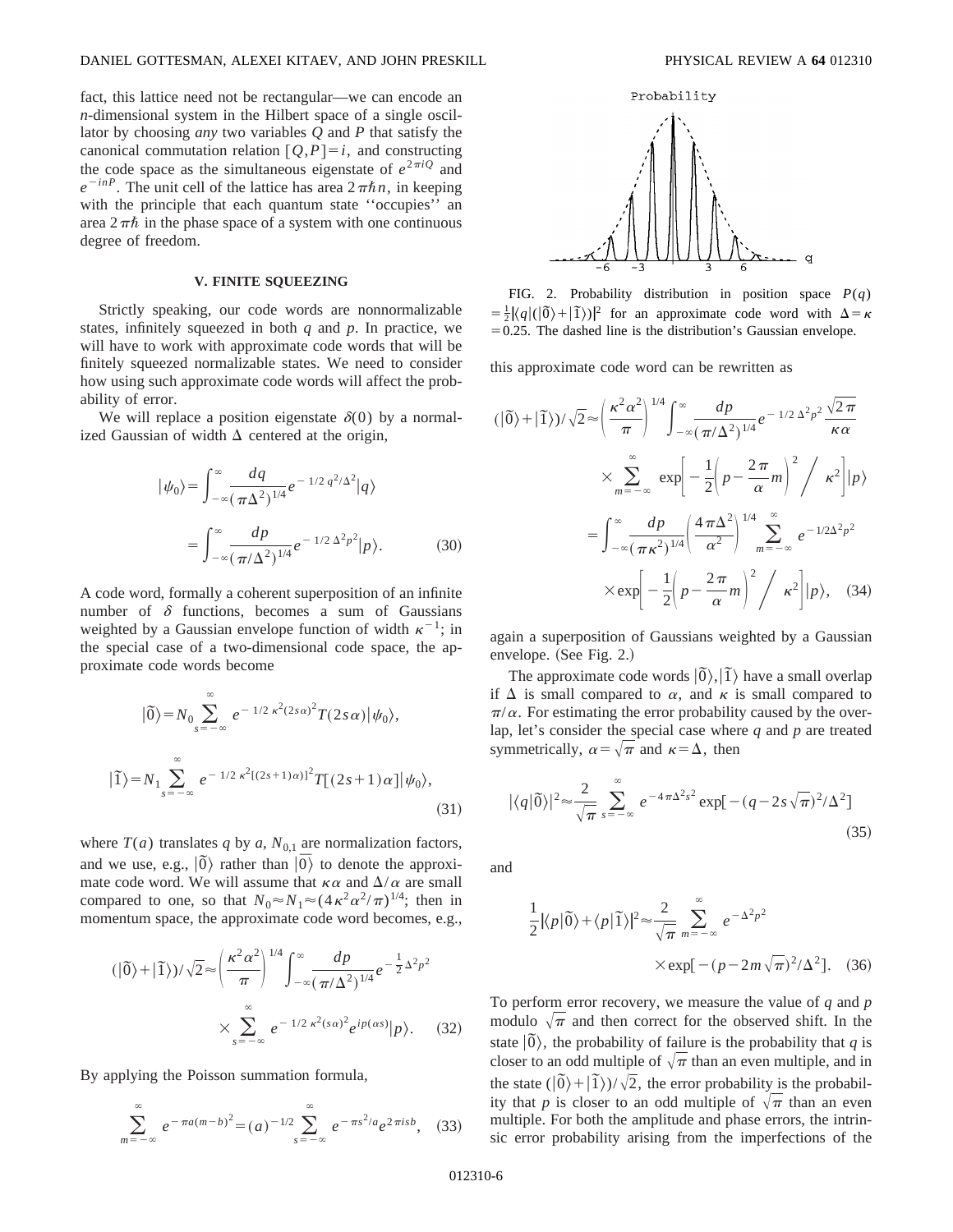fact, this lattice need not be rectangular—we can encode an $n$-dimensional system in the Hilbert space of a single oscillator by choosing *any* two variables $Q$ and $P$ that satisfy the canonical commutation relation $[Q,P]=i$, and constructing the code space as the simultaneous eigenstate of $e^{2\pi i Q}$ and $e^{-inP}$. The unit cell of the lattice has area $2\pi\hbar n$, in keeping with the principle that each quantum state ''occupies'' an area $2\pi\hbar$ in the phase space of a system with one continuous degree of freedom.

## V. FINITE SQUEEZING

Strictly speaking, our code words are nonnormalizable states, infinitely squeezed in both $q$ and $p$. In practice, we will have to work with approximate code words that will be finitely squeezed normalizable states. We need to consider how using such approximate code words will affect the probability of error.

We will replace a position eigenstate $\delta(0)$ by a normalized Gaussian of width $\Delta$ centered at the origin,

$$|\psi_0\rangle = \int_{-\infty}^{\infty} \frac{dq}{(\pi\Delta^2)^{1/4}} e^{-1/2\, q^2/\Delta^2}|q\rangle = \int_{-\infty}^{\infty} \frac{dp}{(\pi/\Delta^2)^{1/4}} e^{-1/2\, \Delta^2 p^2}|p\rangle. \tag{30}$$

A code word, formally a coherent superposition of an infinite number of $\delta$ functions, becomes a sum of Gaussians weighted by a Gaussian envelope function of width $\kappa^{-1}$; in the special case of a two-dimensional code space, the approximate code words become

$$|\tilde{0}\rangle = N_0 \sum_{s=-\infty}^{\infty} e^{-1/2\,\kappa^2(2s\alpha)^2} T(2s\alpha)|\psi_0\rangle,$$

$$|\tilde{1}\rangle = N_1 \sum_{s=-\infty}^{\infty} e^{-1/2\,\kappa^2[(2s+1)\alpha)]^2} T[(2s+1)\alpha]|\psi_0\rangle, \tag{31}$$

where $T(a)$ translates $q$ by $a$, $N_{0,1}$ are normalization factors, and we use, e.g., $|\tilde{0}\rangle$ rather than $|\bar{0}\rangle$ to denote the approximate code word. We will assume that $\kappa\alpha$ and $\Delta/\alpha$ are small compared to one, so that $N_0 \approx N_1 \approx (4\kappa^2\alpha^2/\pi)^{1/4}$; then in momentum space, the approximate code word becomes, e.g.,

$$(|\tilde{0}\rangle + |\tilde{1}\rangle)/\sqrt{2} \approx \left(\frac{\kappa^2\alpha^2}{\pi}\right)^{1/4} \int_{-\infty}^{\infty} \frac{dp}{(\pi/\Delta^2)^{1/4}} e^{-\frac{1}{2}\Delta^2 p^2} \times \sum_{s=-\infty}^{\infty} e^{-1/2\,\kappa^2(s\alpha)^2} e^{ip(\alpha s)}|p\rangle. \tag{32}$$

By applying the Poisson summation formula,

$$\sum_{m=-\infty}^{\infty} e^{-\pi a(m-b)^2} = (a)^{-1/2} \sum_{s=-\infty}^{\infty} e^{-\pi s^2/a} e^{2\pi i s b}, \tag{33}$$

FIG. 2. Probability distribution in position space $P(q) = \frac{1}{2}|\langle q|(|\tilde{0}\rangle + |\tilde{1}\rangle)|^2$ for an approximate code word with $\Delta=\kappa=0.25$. The dashed line is the distribution's Gaussian envelope.

this approximate code word can be rewritten as

$$\begin{aligned}(|\tilde{0}\rangle + |\tilde{1}\rangle)/\sqrt{2} &\approx \left(\frac{\kappa^2\alpha^2}{\pi}\right)^{1/4} \int_{-\infty}^{\infty} \frac{dp}{(\pi/\Delta^2)^{1/4}} e^{-1/2\,\Delta^2 p^2} \frac{\sqrt{2\pi}}{\kappa\alpha} \times \sum_{m=-\infty}^{\infty} \exp\left[-\frac{1}{2}\left(p-\frac{2\pi}{\alpha}m\right)^2 \Big/ \kappa^2\right]|p\rangle \\ &= \int_{-\infty}^{\infty} \frac{dp}{(\pi\kappa^2)^{1/4}} \left(\frac{4\pi\Delta^2}{\alpha^2}\right)^{1/4} \sum_{m=-\infty}^{\infty} e^{-1/2\Delta^2 p^2} \times \exp\left[-\frac{1}{2}\left(p-\frac{2\pi}{\alpha}m\right)^2 \Big/ \kappa^2\right]|p\rangle, \end{aligned} \tag{34}$$

again a superposition of Gaussians weighted by a Gaussian envelope. (See Fig. 2.)

The approximate code words $|\tilde{0}\rangle, |\tilde{1}\rangle$ have a small overlap if $\Delta$ is small compared to $\alpha$, and $\kappa$ is small compared to $\pi/\alpha$. For estimating the error probability caused by the overlap, let's consider the special case where $q$ and $p$ are treated symmetrically, $\alpha=\sqrt{\pi}$ and $\kappa=\Delta$, then

$$|\langle q|\tilde{0}\rangle|^2 \approx \frac{2}{\sqrt{\pi}} \sum_{s=-\infty}^{\infty} e^{-4\pi\Delta^2 s^2} \exp[-(q-2s\sqrt{\pi})^2/\Delta^2] \tag{35}$$

and

$$\frac{1}{2}|\langle p|\tilde{0}\rangle + \langle p|\tilde{1}\rangle|^2 \approx \frac{2}{\sqrt{\pi}} \sum_{m=-\infty}^{\infty} e^{-\Delta^2 p^2} \times \exp[-(p-2m\sqrt{\pi})^2/\Delta^2]. \tag{36}$$

To perform error recovery, we measure the value of $q$ and $p$ modulo $\sqrt{\pi}$ and then correct for the observed shift. In the state $|\tilde{0}\rangle$, the probability of failure is the probability that $q$ is closer to an odd multiple of $\sqrt{\pi}$ than an even multiple, and in the state $(|\tilde{0}\rangle + |\tilde{1}\rangle)/\sqrt{2}$, the error probability is the probability that $p$ is closer to an odd multiple of $\sqrt{\pi}$ than an even multiple. For both the amplitude and phase errors, the intrinsic error probability arising from the imperfections of the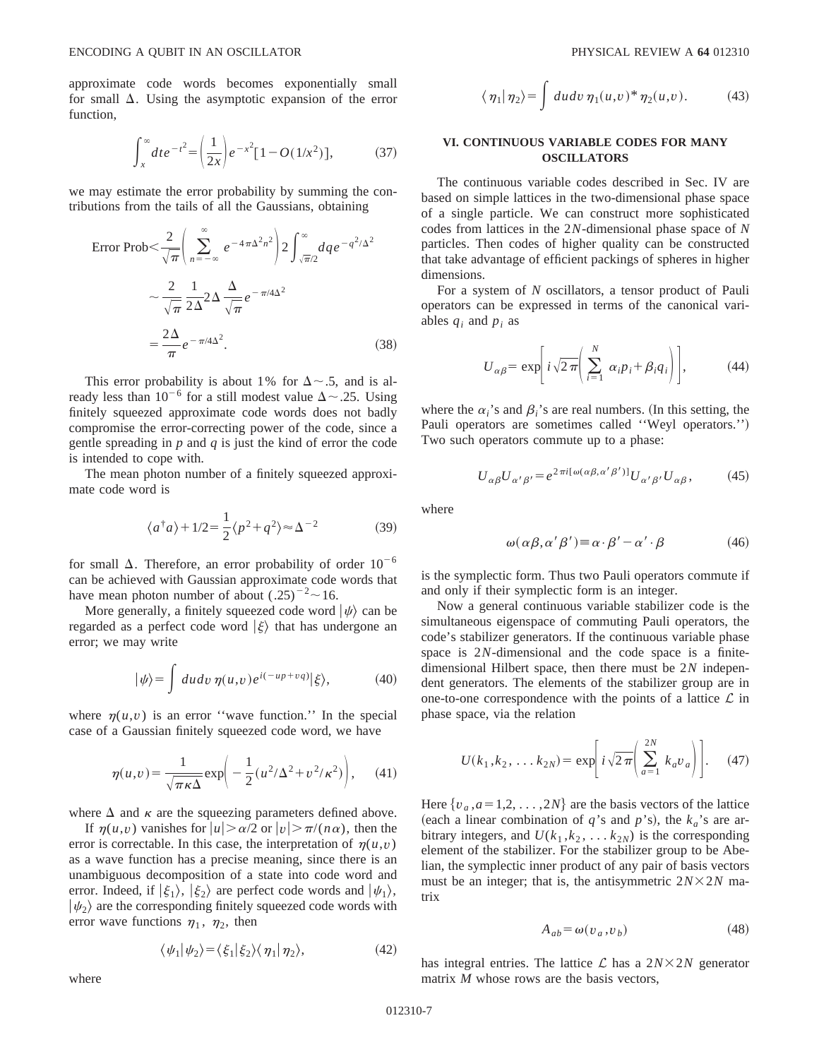approximate code words becomes exponentially small for small $\Delta$. Using the asymptotic expansion of the error function,

$$\int_x^\infty dt e^{-t^2} = \left(\frac{1}{2x}\right) e^{-x^2}[1 - O(1/x^2)], \tag{37}$$

we may estimate the error probability by summing the contributions from the tails of all the Gaussians, obtaining

$$\begin{aligned}
\text{Error Prob} &< \frac{2}{\sqrt{\pi}}\left(\sum_{n=-\infty}^{\infty} e^{-4\pi\Delta^2 n^2}\right) 2\int_{\sqrt{\pi}/2}^{\infty} dq e^{-q^2/\Delta^2} \\
&\sim \frac{2}{\sqrt{\pi}} \frac{1}{2\Delta} 2\Delta \frac{\Delta}{\sqrt{\pi}} e^{-\pi/4\Delta^2} \\
&= \frac{2\Delta}{\pi} e^{-\pi/4\Delta^2}.
\end{aligned} \tag{38}$$

This error probability is about 1% for $\Delta \sim .5$, and is already less than $10^{-6}$ for a still modest value $\Delta \sim .25$. Using finitely squeezed approximate code words does not badly compromise the error-correcting power of the code, since a gentle spreading in $p$ and $q$ is just the kind of error the code is intended to cope with.

The mean photon number of a finitely squeezed approximate code word is

$$\langle a^\dagger a \rangle + 1/2 = \frac{1}{2}\langle p^2 + q^2 \rangle \approx \Delta^{-2} \tag{39}$$

for small $\Delta$. Therefore, an error probability of order $10^{-6}$ can be achieved with Gaussian approximate code words that have mean photon number of about $(.25)^{-2} \sim 16$.

More generally, a finitely squeezed code word $|\psi\rangle$ can be regarded as a perfect code word $|\xi\rangle$ that has undergone an error; we may write

$$|\psi\rangle = \int du dv\, \eta(u,v) e^{i(-up+vq)} |\xi\rangle, \tag{40}$$

where $\eta(u,v)$ is an error "wave function." In the special case of a Gaussian finitely squeezed code word, we have

$$\eta(u,v) = \frac{1}{\sqrt{\pi\kappa\Delta}} \exp\left(-\frac{1}{2}(u^2/\Delta^2 + v^2/\kappa^2)\right), \tag{41}$$

where $\Delta$ and $\kappa$ are the squeezing parameters defined above.

If $\eta(u,v)$ vanishes for $|u| > \alpha/2$ or $|v| > \pi/(n\alpha)$, then the error is correctable. In this case, the interpretation of $\eta(u,v)$ as a wave function has a precise meaning, since there is an unambiguous decomposition of a state into code word and error. Indeed, if $|\xi_1\rangle$, $|\xi_2\rangle$ are perfect code words and $|\psi_1\rangle$, $|\psi_2\rangle$ are the corresponding finitely squeezed code words with error wave functions $\eta_1$, $\eta_2$, then

$$\langle \psi_1 | \psi_2 \rangle = \langle \xi_1 | \xi_2 \rangle \langle \eta_1 | \eta_2 \rangle, \tag{42}$$

where

$$\langle \eta_1 | \eta_2 \rangle = \int du dv\, \eta_1(u,v)^* \eta_2(u,v). \tag{43}$$

## VI. CONTINUOUS VARIABLE CODES FOR MANY OSCILLATORS

The continuous variable codes described in Sec. IV are based on simple lattices in the two-dimensional phase space of a single particle. We can construct more sophisticated codes from lattices in the $2N$-dimensional phase space of $N$ particles. Then codes of higher quality can be constructed that take advantage of efficient packings of spheres in higher dimensions.

For a system of $N$ oscillators, a tensor product of Pauli operators can be expressed in terms of the canonical variables $q_i$ and $p_i$ as

$$U_{\alpha\beta} = \exp\left[i\sqrt{2\pi}\left(\sum_{i=1}^{N} \alpha_i p_i + \beta_i q_i\right)\right], \tag{44}$$

where the $\alpha_i$'s and $\beta_i$'s are real numbers. (In this setting, the Pauli operators are sometimes called "Weyl operators.") Two such operators commute up to a phase:

$$U_{\alpha\beta} U_{\alpha'\beta'} = e^{2\pi i[\omega(\alpha\beta,\alpha'\beta')]} U_{\alpha'\beta'} U_{\alpha\beta}, \tag{45}$$

where

$$\omega(\alpha\beta, \alpha'\beta') \equiv \alpha \cdot \beta' - \alpha' \cdot \beta \tag{46}$$

is the symplectic form. Thus two Pauli operators commute if and only if their symplectic form is an integer.

Now a general continuous variable stabilizer code is the simultaneous eigenspace of commuting Pauli operators, the code's stabilizer generators. If the continuous variable phase space is $2N$-dimensional and the code space is a finite-dimensional Hilbert space, then there must be $2N$ independent generators. The elements of the stabilizer group are in one-to-one correspondence with the points of a lattice $\mathcal{L}$ in phase space, via the relation

$$U(k_1, k_2, \ldots k_{2N}) = \exp\left[i\sqrt{2\pi}\left(\sum_{a=1}^{2N} k_a v_a\right)\right]. \tag{47}$$

Here $\{v_a, a=1,2,\ldots,2N\}$ are the basis vectors of the lattice (each a linear combination of $q$'s and $p$'s), the $k_a$'s are arbitrary integers, and $U(k_1,k_2,\ldots k_{2N})$ is the corresponding element of the stabilizer. For the stabilizer group to be Abelian, the symplectic inner product of any pair of basis vectors must be an integer; that is, the antisymmetric $2N \times 2N$ matrix

$$A_{ab} = \omega(v_a, v_b) \tag{48}$$

has integral entries. The lattice $\mathcal{L}$ has a $2N \times 2N$ generator matrix $M$ whose rows are the basis vectors,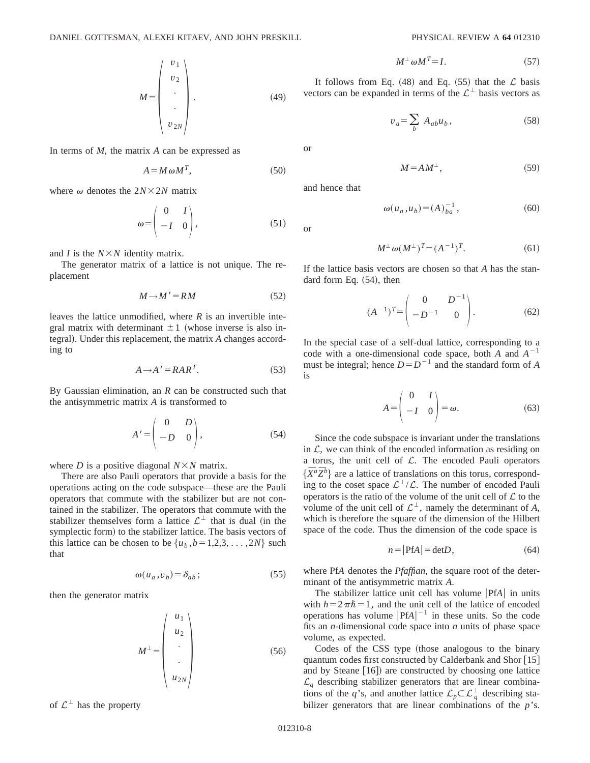$$M=\begin{pmatrix} v_1 \\ v_2 \\ \cdot \\ \cdot \\ v_{2N} \end{pmatrix}. \tag{49}$$

In terms of $M$, the matrix $A$ can be expressed as

$$A = M\omega M^T, \tag{50}$$

where $\omega$ denotes the $2N\times 2N$ matrix

$$\omega=\begin{pmatrix} 0 & I \\ -I & 0 \end{pmatrix}, \tag{51}$$

and $I$ is the $N\times N$ identity matrix.

The generator matrix of a lattice is not unique. The replacement

$$M \to M' = RM \tag{52}$$

leaves the lattice unmodified, where $R$ is an invertible integral matrix with determinant $\pm 1$ (whose inverse is also integral). Under this replacement, the matrix $A$ changes according to

$$A \to A' = RAR^T. \tag{53}$$

By Gaussian elimination, an $R$ can be constructed such that the antisymmetric matrix $A$ is transformed to

$$A'=\begin{pmatrix} 0 & D \\ -D & 0 \end{pmatrix}, \tag{54}$$

where $D$ is a positive diagonal $N\times N$ matrix.

There are also Pauli operators that provide a basis for the operations acting on the code subspace—these are the Pauli operators that commute with the stabilizer but are not contained in the stabilizer. The operators that commute with the stabilizer themselves form a lattice $\mathcal{L}^\perp$ that is dual (in the symplectic form) to the stabilizer lattice. The basis vectors of this lattice can be chosen to be $\{u_b, b=1,2,3,\ldots,2N\}$ such that

$$\omega(u_a, v_b) = \delta_{ab}; \tag{55}$$

then the generator matrix

$$M^\perp=\begin{pmatrix} u_1 \\ u_2 \\ \cdot \\ \cdot \\ u_{2N} \end{pmatrix} \tag{56}$$

of $\mathcal{L}^\perp$ has the property

$$M^\perp \omega M^T = I. \tag{57}$$

It follows from Eq. (48) and Eq. (55) that the $\mathcal{L}$ basis vectors can be expanded in terms of the $\mathcal{L}^\perp$ basis vectors as

$$v_a = \sum_b A_{ab} u_b, \tag{58}$$

or

$$M = AM^\perp, \tag{59}$$

and hence that

$$\omega(u_a, u_b) = (A)^{-1}_{ba}, \tag{60}$$

or

$$M^\perp \omega (M^\perp)^T = (A^{-1})^T. \tag{61}$$

If the lattice basis vectors are chosen so that $A$ has the standard form Eq. (54), then

$$(A^{-1})^T=\begin{pmatrix} 0 & D^{-1} \\ -D^{-1} & 0 \end{pmatrix}. \tag{62}$$

In the special case of a self-dual lattice, corresponding to a code with a one-dimensional code space, both $A$ and $A^{-1}$ must be integral; hence $D=D^{-1}$ and the standard form of $A$ is

$$A=\begin{pmatrix} 0 & I \\ -I & 0 \end{pmatrix}=\omega. \tag{63}$$

Since the code subspace is invariant under the translations in $\mathcal{L}$, we can think of the encoded information as residing on a torus, the unit cell of $\mathcal{L}$. The encoded Pauli operators $\{\bar{X}^a \bar{Z}^b\}$ are a lattice of translations on this torus, corresponding to the coset space $\mathcal{L}^\perp/\mathcal{L}$. The number of encoded Pauli operators is the ratio of the volume of the unit cell of $\mathcal{L}$ to the volume of the unit cell of $\mathcal{L}^\perp$, namely the determinant of $A$, which is therefore the square of the dimension of the Hilbert space of the code. Thus the dimension of the code space is

$$n = |\mathrm{Pf}A| = \det D, \tag{64}$$

where Pf$A$ denotes the *Pfaffian*, the square root of the determinant of the antisymmetric matrix $A$.

The stabilizer lattice unit cell has volume $|\mathrm{Pf}A|$ in units with $h=2\pi\hbar=1$, and the unit cell of the lattice of encoded operations has volume $|\mathrm{Pf}A|^{-1}$ in these units. So the code fits an $n$-dimensional code space into $n$ units of phase space volume, as expected.

Codes of the CSS type (those analogous to the binary quantum codes first constructed by Calderbank and Shor [15] and by Steane [16]) are constructed by choosing one lattice $\mathcal{L}_q$ describing stabilizer generators that are linear combinations of the $q$'s, and another lattice $\mathcal{L}_p \subset \mathcal{L}_q^\perp$ describing stabilizer generators that are linear combinations of the $p$'s.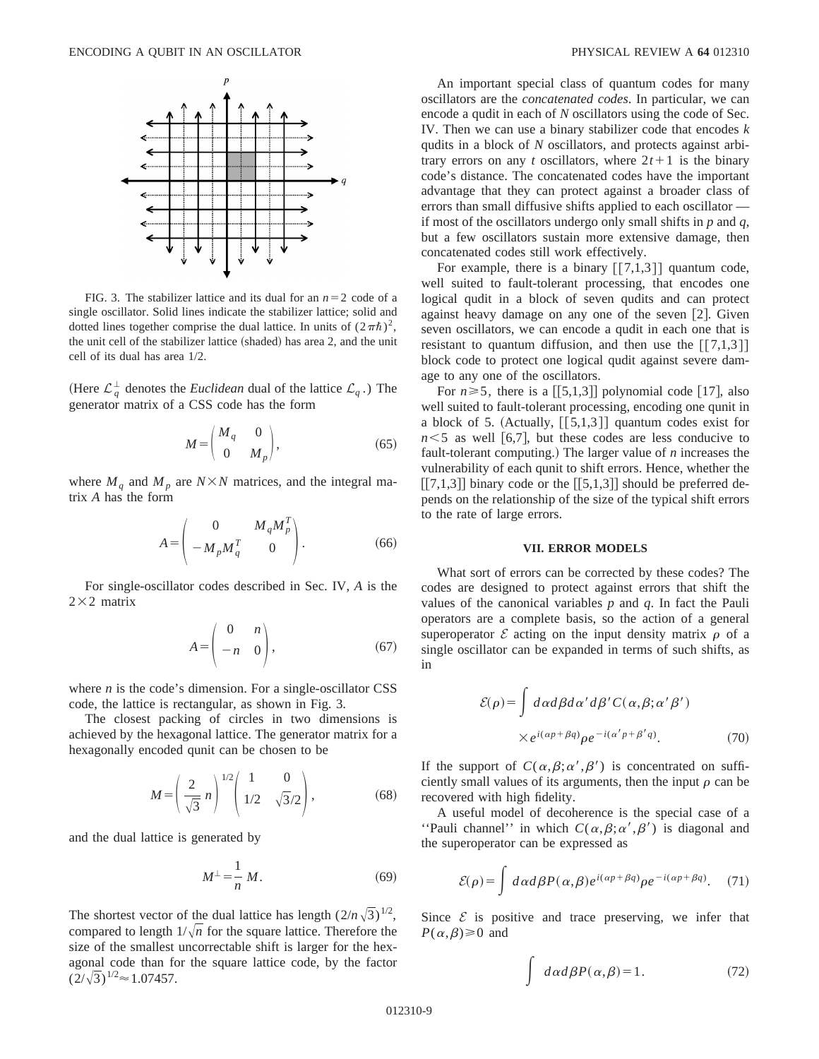FIG. 3. The stabilizer lattice and its dual for an $n=2$ code of a single oscillator. Solid lines indicate the stabilizer lattice; solid and dotted lines together comprise the dual lattice. In units of $(2\pi\hbar)^2$, the unit cell of the stabilizer lattice (shaded) has area 2, and the unit cell of its dual has area 1/2.

(Here $\mathcal{L}_q^{\perp}$ denotes the *Euclidean* dual of the lattice $\mathcal{L}_q$.) The generator matrix of a CSS code has the form

$$M=\begin{pmatrix} M_q & 0 \\ 0 & M_p \end{pmatrix}, \tag{65}$$

where $M_q$ and $M_p$ are $N\times N$ matrices, and the integral matrix $A$ has the form

$$A=\begin{pmatrix} 0 & M_q M_p^T \\ -M_p M_q^T & 0 \end{pmatrix}. \tag{66}$$

For single-oscillator codes described in Sec. IV, $A$ is the $2\times 2$ matrix

$$A=\begin{pmatrix} 0 & n \\ -n & 0 \end{pmatrix}, \tag{67}$$

where $n$ is the code's dimension. For a single-oscillator CSS code, the lattice is rectangular, as shown in Fig. 3.

The closest packing of circles in two dimensions is achieved by the hexagonal lattice. The generator matrix for a hexagonally encoded qunit can be chosen to be

$$M=\left(\frac{2}{\sqrt{3}}\,n\right)^{1/2}\begin{pmatrix} 1 & 0 \\ 1/2 & \sqrt{3}/2 \end{pmatrix}, \tag{68}$$

and the dual lattice is generated by

$$M^{\perp}=\frac{1}{n}\,M. \tag{69}$$

The shortest vector of the dual lattice has length $(2/n\sqrt{3})^{1/2}$, compared to length $1/\sqrt{n}$ for the square lattice. Therefore the size of the smallest uncorrectable shift is larger for the hexagonal code than for the square lattice code, by the factor $(2/\sqrt{3})^{1/2}\approx 1.07457$.

An important special class of quantum codes for many oscillators are the *concatenated codes*. In particular, we can encode a qudit in each of $N$ oscillators using the code of Sec. IV. Then we can use a binary stabilizer code that encodes $k$ qudits in a block of $N$ oscillators, and protects against arbitrary errors on any $t$ oscillators, where $2t+1$ is the binary code's distance. The concatenated codes have the important advantage that they can protect against a broader class of errors than small diffusive shifts applied to each oscillator — if most of the oscillators undergo only small shifts in $p$ and $q$, but a few oscillators sustain more extensive damage, then concatenated codes still work effectively.

For example, there is a binary [[7,1,3]] quantum code, well suited to fault-tolerant processing, that encodes one logical qudit in a block of seven qudits and can protect against heavy damage on any one of the seven [2]. Given seven oscillators, we can encode a qudit in each one that is resistant to quantum diffusion, and then use the [[7,1,3]] block code to protect one logical qudit against severe damage to any one of the oscillators.

For $n\geq 5$, there is a [[5,1,3]] polynomial code [17], also well suited to fault-tolerant processing, encoding one qunit in a block of 5. (Actually, [[5,1,3]] quantum codes exist for $n<5$ as well [6,7], but these codes are less conducive to fault-tolerant computing.) The larger value of $n$ increases the vulnerability of each qunit to shift errors. Hence, whether the [[7,1,3]] binary code or the [[5,1,3]] should be preferred depends on the relationship of the size of the typical shift errors to the rate of large errors.

## VII. ERROR MODELS

What sort of errors can be corrected by these codes? The codes are designed to protect against errors that shift the values of the canonical variables $p$ and $q$. In fact the Pauli operators are a complete basis, so the action of a general superoperator $\mathcal{E}$ acting on the input density matrix $\rho$ of a single oscillator can be expanded in terms of such shifts, as in

$$\mathcal{E}(\rho)=\int d\alpha d\beta d\alpha' d\beta' C(\alpha,\beta;\alpha'\beta') \times e^{i(\alpha p+\beta q)}\rho e^{-i(\alpha' p+\beta' q)}. \tag{70}$$

If the support of $C(\alpha,\beta;\alpha',\beta')$ is concentrated on sufficiently small values of its arguments, then the input $\rho$ can be recovered with high fidelity.

A useful model of decoherence is the special case of a "Pauli channel" in which $C(\alpha,\beta;\alpha',\beta')$ is diagonal and the superoperator can be expressed as

$$\mathcal{E}(\rho)=\int d\alpha d\beta P(\alpha,\beta)e^{i(\alpha p+\beta q)}\rho e^{-i(\alpha p+\beta q)}. \tag{71}$$

Since $\mathcal{E}$ is positive and trace preserving, we infer that $P(\alpha,\beta)\geq 0$ and

$$\int d\alpha d\beta P(\alpha,\beta)=1. \tag{72}$$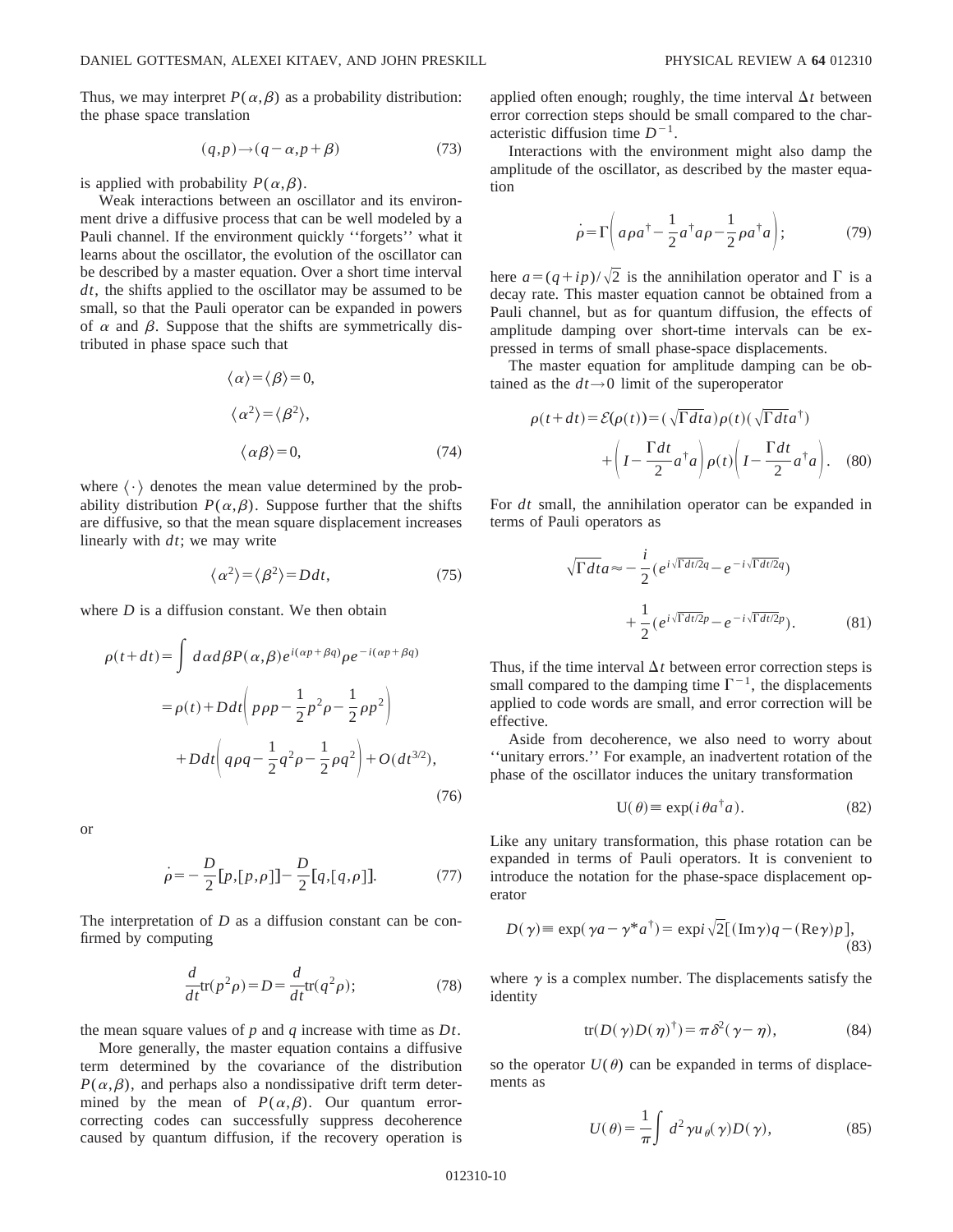Thus, we may interpret $P(\alpha,\beta)$ as a probability distribution: the phase space translation

$$(q,p)\to(q-\alpha,p+\beta) \tag{73}$$

is applied with probability $P(\alpha,\beta)$.

Weak interactions between an oscillator and its environment drive a diffusive process that can be well modeled by a Pauli channel. If the environment quickly ''forgets'' what it learns about the oscillator, the evolution of the oscillator can be described by a master equation. Over a short time interval $dt$, the shifts applied to the oscillator may be assumed to be small, so that the Pauli operator can be expanded in powers of $\alpha$ and $\beta$. Suppose that the shifts are symmetrically distributed in phase space such that

$$\begin{gathered}\langle\alpha\rangle=\langle\beta\rangle=0,\\ \langle\alpha^2\rangle=\langle\beta^2\rangle,\\ \langle\alpha\beta\rangle=0,\end{gathered} \tag{74}$$

where $\langle\cdot\rangle$ denotes the mean value determined by the probability distribution $P(\alpha,\beta)$. Suppose further that the shifts are diffusive, so that the mean square displacement increases linearly with $dt$; we may write

$$\langle\alpha^2\rangle=\langle\beta^2\rangle=D\,dt, \tag{75}$$

where $D$ is a diffusion constant. We then obtain

$$\begin{aligned}\rho(t+dt)&=\int d\alpha d\beta P(\alpha,\beta)e^{i(\alpha p+\beta q)}\rho e^{-i(\alpha p+\beta q)}\\ &=\rho(t)+D\,dt\left(p\rho p-\frac{1}{2}p^2\rho-\frac{1}{2}\rho p^2\right)\\ &\quad+D\,dt\left(q\rho q-\frac{1}{2}q^2\rho-\frac{1}{2}\rho q^2\right)+O(dt^{3/2}),\end{aligned} \tag{76}$$

or

$$\dot\rho=-\frac{D}{2}[p,[p,\rho]]-\frac{D}{2}[q,[q,\rho]]. \tag{77}$$

The interpretation of $D$ as a diffusion constant can be confirmed by computing

$$\frac{d}{dt}\mathrm{tr}(p^2\rho)=D=\frac{d}{dt}\mathrm{tr}(q^2\rho); \tag{78}$$

the mean square values of $p$ and $q$ increase with time as $Dt$.

More generally, the master equation contains a diffusive term determined by the covariance of the distribution $P(\alpha,\beta)$, and perhaps also a nondissipative drift term determined by the mean of $P(\alpha,\beta)$. Our quantum error-correcting codes can successfully suppress decoherence caused by quantum diffusion, if the recovery operation is applied often enough; roughly, the time interval $\Delta t$ between error correction steps should be small compared to the characteristic diffusion time $D^{-1}$.

Interactions with the environment might also damp the amplitude of the oscillator, as described by the master equation

$$\dot\rho=\Gamma\left(a\rho a^\dagger-\frac{1}{2}a^\dagger a\rho-\frac{1}{2}\rho a^\dagger a\right); \tag{79}$$

here $a=(q+ip)/\sqrt{2}$ is the annihilation operator and $\Gamma$ is a decay rate. This master equation cannot be obtained from a Pauli channel, but as for quantum diffusion, the effects of amplitude damping over short-time intervals can be expressed in terms of small phase-space displacements.

The master equation for amplitude damping can be obtained as the $dt\to0$ limit of the superoperator

$$\begin{aligned}\rho(t+dt)=\mathcal{E}(\rho(t))=&(\sqrt{\Gamma dt}a)\rho(t)(\sqrt{\Gamma dt}a^\dagger)\\ &+\left(I-\frac{\Gamma dt}{2}a^\dagger a\right)\rho(t)\left(I-\frac{\Gamma dt}{2}a^\dagger a\right).\end{aligned} \tag{80}$$

For $dt$ small, the annihilation operator can be expanded in terms of Pauli operators as

$$\begin{aligned}\sqrt{\Gamma dt}a\approx&-\frac{i}{2}(e^{i\sqrt{\Gamma dt/2}q}-e^{-i\sqrt{\Gamma dt/2}q})\\ &+\frac{1}{2}(e^{i\sqrt{\Gamma dt/2}p}-e^{-i\sqrt{\Gamma dt/2}p}).\end{aligned} \tag{81}$$

Thus, if the time interval $\Delta t$ between error correction steps is small compared to the damping time $\Gamma^{-1}$, the displacements applied to code words are small, and error correction will be effective.

Aside from decoherence, we also need to worry about ''unitary errors.'' For example, an inadvertent rotation of the phase of the oscillator induces the unitary transformation

$$\mathrm{U}(\theta)\equiv\exp(i\theta a^\dagger a). \tag{82}$$

Like any unitary transformation, this phase rotation can be expanded in terms of Pauli operators. It is convenient to introduce the notation for the phase-space displacement operator

$$D(\gamma)\equiv\exp(\gamma a-\gamma^* a^\dagger)=\exp i\sqrt{2}[(\mathrm{Im}\gamma)q-(\mathrm{Re}\gamma)p], \tag{83}$$

where $\gamma$ is a complex number. The displacements satisfy the identity

$$\mathrm{tr}(D(\gamma)D(\eta)^\dagger)=\pi\delta^2(\gamma-\eta), \tag{84}$$

so the operator $U(\theta)$ can be expanded in terms of displacements as

$$U(\theta)=\frac{1}{\pi}\int d^2\gamma u_\theta(\gamma)D(\gamma), \tag{85}$$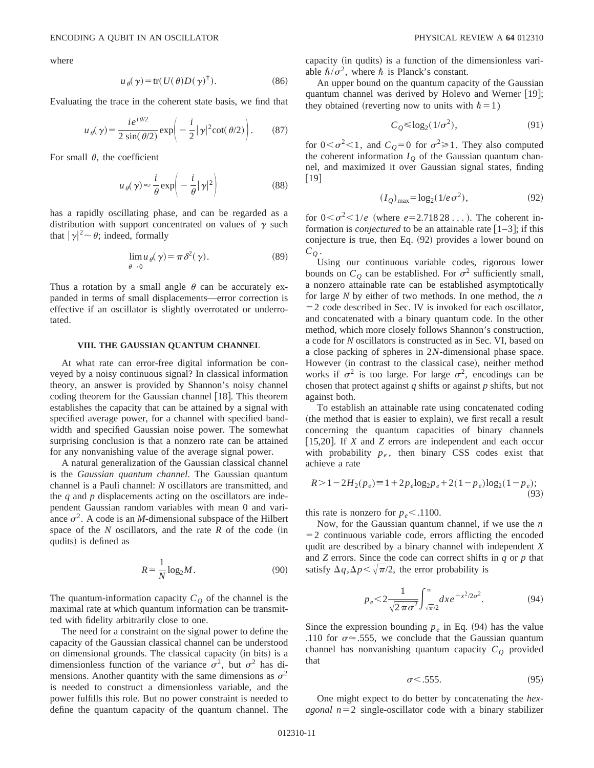where

$$u_\theta(\gamma) = \mathrm{tr}(U(\theta)D(\gamma)^\dagger). \tag{86}$$

Evaluating the trace in the coherent state basis, we find that

$$u_\theta(\gamma) = \frac{i e^{i\theta/2}}{2\sin(\theta/2)} \exp\left( -\frac{i}{2}|\gamma|^2 \cot(\theta/2) \right). \tag{87}$$

For small $\theta$, the coefficient

$$u_\theta(\gamma) \approx \frac{i}{\theta} \exp\left( -\frac{i}{\theta}|\gamma|^2 \right) \tag{88}$$

has a rapidly oscillating phase, and can be regarded as a distribution with support concentrated on values of $\gamma$ such that $|\gamma|^2 \sim \theta$; indeed, formally

$$\lim_{\theta \to 0} u_\theta(\gamma) = \pi \delta^2(\gamma). \tag{89}$$

Thus a rotation by a small angle $\theta$ can be accurately expanded in terms of small displacements—error correction is effective if an oscillator is slightly overrotated or underrotated.

## VIII. THE GAUSSIAN QUANTUM CHANNEL

At what rate can error-free digital information be conveyed by a noisy continuous signal? In classical information theory, an answer is provided by Shannon's noisy channel coding theorem for the Gaussian channel [18]. This theorem establishes the capacity that can be attained by a signal with specified average power, for a channel with specified bandwidth and specified Gaussian noise power. The somewhat surprising conclusion is that a nonzero rate can be attained for any nonvanishing value of the average signal power.

A natural generalization of the Gaussian classical channel is the *Gaussian quantum channel*. The Gaussian quantum channel is a Pauli channel: $N$ oscillators are transmitted, and the $q$ and $p$ displacements acting on the oscillators are independent Gaussian random variables with mean 0 and variance $\sigma^2$. A code is an $M$-dimensional subspace of the Hilbert space of the $N$ oscillators, and the rate $R$ of the code (in qudits) is defined as

$$R = \frac{1}{N}\log_2 M. \tag{90}$$

The quantum-information capacity $C_Q$ of the channel is the maximal rate at which quantum information can be transmitted with fidelity arbitrarily close to one.

The need for a constraint on the signal power to define the capacity of the Gaussian classical channel can be understood on dimensional grounds. The classical capacity (in bits) is a dimensionless function of the variance $\sigma^2$, but $\sigma^2$ has dimensions. Another quantity with the same dimensions as $\sigma^2$ is needed to construct a dimensionless variable, and the power fulfills this role. But no power constraint is needed to define the quantum capacity of the quantum channel. The capacity (in qudits) is a function of the dimensionless variable $\hbar/\sigma^2$, where $\hbar$ is Planck's constant.

An upper bound on the quantum capacity of the Gaussian quantum channel was derived by Holevo and Werner [19]; they obtained (reverting now to units with $\hbar = 1$)

$$C_Q \le \log_2(1/\sigma^2), \tag{91}$$

for $0 < \sigma^2 < 1$, and $C_Q = 0$ for $\sigma^2 \ge 1$. They also computed the coherent information $I_Q$ of the Gaussian quantum channel, and maximized it over Gaussian signal states, finding [19]

$$(I_Q)_{\max} = \log_2(1/e\sigma^2), \tag{92}$$

for $0 < \sigma^2 < 1/e$ (where $e = 2.71828\ldots$). The coherent information is *conjectured* to be an attainable rate [1–3]; if this conjecture is true, then Eq. (92) provides a lower bound on $C_Q$.

Using our continuous variable codes, rigorous lower bounds on $C_Q$ can be established. For $\sigma^2$ sufficiently small, a nonzero attainable rate can be established asymptotically for large $N$ by either of two methods. In one method, the $n = 2$ code described in Sec. IV is invoked for each oscillator, and concatenated with a binary quantum code. In the other method, which more closely follows Shannon's construction, a code for $N$ oscillators is constructed as in Sec. VI, based on a close packing of spheres in $2N$-dimensional phase space. However (in contrast to the classical case), neither method works if $\sigma^2$ is too large. For large $\sigma^2$, encodings can be chosen that protect against $q$ shifts or against $p$ shifts, but not against both.

To establish an attainable rate using concatenated coding (the method that is easier to explain), we first recall a result concerning the quantum capacities of binary channels [15,20]. If $X$ and $Z$ errors are independent and each occur with probability $p_e$, then binary CSS codes exist that achieve a rate

$$R > 1 - 2H_2(p_e) \equiv 1 + 2p_e\log_2 p_e + 2(1-p_e)\log_2(1-p_e); \tag{93}$$

this rate is nonzero for $p_e < .1100$.

Now, for the Gaussian quantum channel, if we use the $n = 2$ continuous variable code, errors afflicting the encoded qudit are described by a binary channel with independent $X$ and $Z$ errors. Since the code can correct shifts in $q$ or $p$ that satisfy $\Delta q, \Delta p < \sqrt{\pi}/2$, the error probability is

$$p_e < 2\frac{1}{\sqrt{2\pi\sigma^2}} \int_{\sqrt{\pi}/2}^{\infty} dx\, e^{-x^2/2\sigma^2}. \tag{94}$$

Since the expression bounding $p_e$ in Eq. (94) has the value .110 for $\sigma \approx .555$, we conclude that the Gaussian quantum channel has nonvanishing quantum capacity $C_Q$ provided that

$$\sigma < .555. \tag{95}$$

One might expect to do better by concatenating the *hexagonal* $n = 2$ single-oscillator code with a binary stabilizer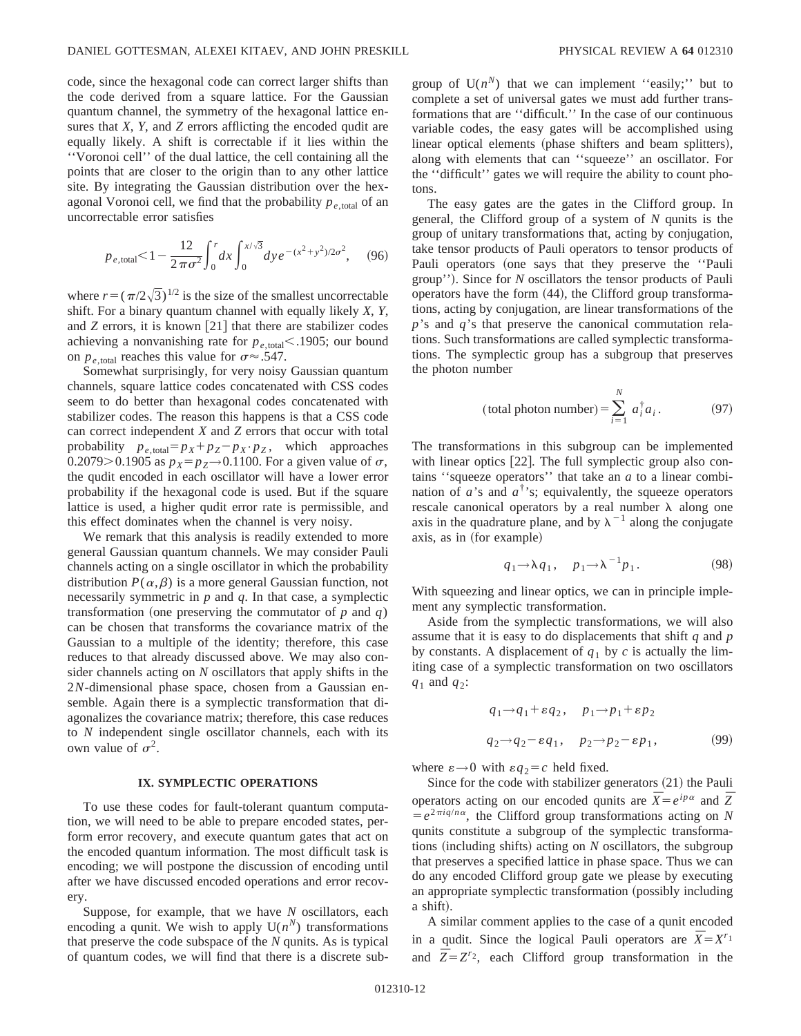code, since the hexagonal code can correct larger shifts than the code derived from a square lattice. For the Gaussian quantum channel, the symmetry of the hexagonal lattice ensures that $X$, $Y$, and $Z$ errors afflicting the encoded qudit are equally likely. A shift is correctable if it lies within the ''Voronoi cell'' of the dual lattice, the cell containing all the points that are closer to the origin than to any other lattice site. By integrating the Gaussian distribution over the hexagonal Voronoi cell, we find that the probability $p_{e,\mathrm{total}}$ of an uncorrectable error satisfies

$$p_{e,\mathrm{total}} < 1 - \frac{12}{2\pi\sigma^2}\int_0^r dx \int_0^{x/\sqrt{3}} dy\, e^{-(x^2+y^2)/2\sigma^2}, \quad (96)$$

where $r=(\pi/2\sqrt{3})^{1/2}$ is the size of the smallest uncorrectable shift. For a binary quantum channel with equally likely $X$, $Y$, and $Z$ errors, it is known [21] that there are stabilizer codes achieving a nonvanishing rate for $p_{e,\mathrm{total}} < .1905$; our bound on $p_{e,\mathrm{total}}$ reaches this value for $\sigma \approx .547$.

Somewhat surprisingly, for very noisy Gaussian quantum channels, square lattice codes concatenated with CSS codes seem to do better than hexagonal codes concatenated with stabilizer codes. The reason this happens is that a CSS code can correct independent $X$ and $Z$ errors that occur with total probability $p_{e,\mathrm{total}} = p_X + p_Z - p_X \cdot p_Z$, which approaches $0.2079 > 0.1905$ as $p_X = p_Z \to 0.1100$. For a given value of $\sigma$, the qudit encoded in each oscillator will have a lower error probability if the hexagonal code is used. But if the square lattice is used, a higher qudit error rate is permissible, and this effect dominates when the channel is very noisy.

We remark that this analysis is readily extended to more general Gaussian quantum channels. We may consider Pauli channels acting on a single oscillator in which the probability distribution $P(\alpha,\beta)$ is a more general Gaussian function, not necessarily symmetric in $p$ and $q$. In that case, a symplectic transformation (one preserving the commutator of $p$ and $q$) can be chosen that transforms the covariance matrix of the Gaussian to a multiple of the identity; therefore, this case reduces to that already discussed above. We may also consider channels acting on $N$ oscillators that apply shifts in the $2N$-dimensional phase space, chosen from a Gaussian ensemble. Again there is a symplectic transformation that diagonalizes the covariance matrix; therefore, this case reduces to $N$ independent single oscillator channels, each with its own value of $\sigma^2$.

## IX. SYMPLECTIC OPERATIONS

To use these codes for fault-tolerant quantum computation, we will need to be able to prepare encoded states, perform error recovery, and execute quantum gates that act on the encoded quantum information. The most difficult task is encoding; we will postpone the discussion of encoding until after we have discussed encoded operations and error recovery.

Suppose, for example, that we have $N$ oscillators, each encoding a qunit. We wish to apply $U(n^N)$ transformations that preserve the code subspace of the $N$ qunits. As is typical of quantum codes, we will find that there is a discrete subgroup of $U(n^N)$ that we can implement ''easily;'' but to complete a set of universal gates we must add further transformations that are ''difficult.'' In the case of our continuous variable codes, the easy gates will be accomplished using linear optical elements (phase shifters and beam splitters), along with elements that can ''squeeze'' an oscillator. For the ''difficult'' gates we will require the ability to count photons.

The easy gates are the gates in the Clifford group. In general, the Clifford group of a system of $N$ qunits is the group of unitary transformations that, acting by conjugation, take tensor products of Pauli operators to tensor products of Pauli operators (one says that they preserve the ''Pauli group''). Since for $N$ oscillators the tensor products of Pauli operators have the form (44), the Clifford group transformations, acting by conjugation, are linear transformations of the $p$'s and $q$'s that preserve the canonical commutation relations. Such transformations are called symplectic transformations. The symplectic group has a subgroup that preserves the photon number

$$(\text{total photon number}) = \sum_{i=1}^{N} a_i^\dagger a_i . \quad (97)$$

The transformations in this subgroup can be implemented with linear optics [22]. The full symplectic group also contains ''squeeze operators'' that take an $a$ to a linear combination of $a$'s and $a^\dagger$'s; equivalently, the squeeze operators rescale canonical operators by a real number $\lambda$ along one axis in the quadrature plane, and by $\lambda^{-1}$ along the conjugate axis, as in (for example)

$$q_1 \to \lambda q_1, \quad p_1 \to \lambda^{-1} p_1 . \quad (98)$$

With squeezing and linear optics, we can in principle implement any symplectic transformation.

Aside from the symplectic transformations, we will also assume that it is easy to do displacements that shift $q$ and $p$ by constants. A displacement of $q_1$ by $c$ is actually the limiting case of a symplectic transformation on two oscillators $q_1$ and $q_2$:

$$\begin{aligned} &q_1 \to q_1 + \varepsilon q_2, \quad p_1 \to p_1 + \varepsilon p_2 \\ &q_2 \to q_2 - \varepsilon q_1, \quad p_2 \to p_2 - \varepsilon p_1, \end{aligned} \quad (99)$$

where $\varepsilon \to 0$ with $\varepsilon q_2 = c$ held fixed.

Since for the code with stabilizer generators (21) the Pauli operators acting on our encoded qunits are $\bar{X} = e^{ip\alpha}$ and $\bar{Z} = e^{2\pi i q/n\alpha}$, the Clifford group transformations acting on $N$ qunits constitute a subgroup of the symplectic transformations (including shifts) acting on $N$ oscillators, the subgroup that preserves a specified lattice in phase space. Thus we can do any encoded Clifford group gate we please by executing an appropriate symplectic transformation (possibly including a shift).

A similar comment applies to the case of a qunit encoded in a qudit. Since the logical Pauli operators are $\bar{X} = X^{r_1}$ and $\bar{Z} = Z^{r_2}$, each Clifford group transformation in the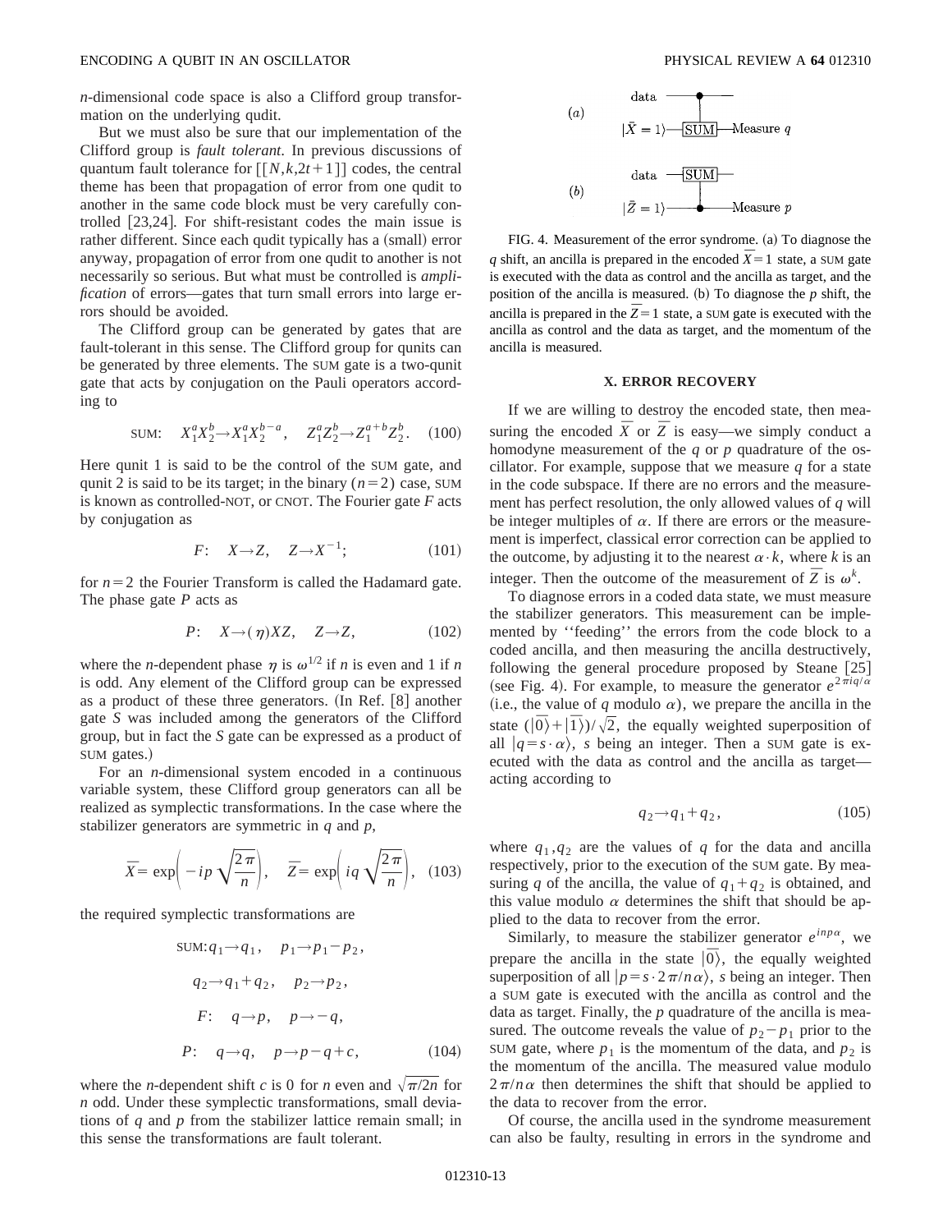$n$-dimensional code space is also a Clifford group transformation on the underlying qudit.

But we must also be sure that our implementation of the Clifford group is *fault tolerant*. In previous discussions of quantum fault tolerance for $[[N,k,2t+1]]$ codes, the central theme has been that propagation of error from one qudit to another in the same code block must be very carefully controlled [23,24]. For shift-resistant codes the main issue is rather different. Since each qudit typically has a (small) error anyway, propagation of error from one qudit to another is not necessarily so serious. But what must be controlled is *amplification* of errors—gates that turn small errors into large errors should be avoided.

The Clifford group can be generated by gates that are fault-tolerant in this sense. The Clifford group for qunits can be generated by three elements. The SUM gate is a two-qunit gate that acts by conjugation on the Pauli operators according to

$$\text{SUM:}\quad X_1^a X_2^b \to X_1^a X_2^{b-a}, \quad Z_1^a Z_2^b \to Z_1^{a+b} Z_2^b. \tag{100}$$

Here qunit 1 is said to be the control of the SUM gate, and qunit 2 is said to be its target; in the binary ($n=2$) case, SUM is known as controlled-NOT, or CNOT. The Fourier gate $F$ acts by conjugation as

$$F:\quad X\to Z, \quad Z\to X^{-1}; \tag{101}$$

for $n=2$ the Fourier Transform is called the Hadamard gate. The phase gate $P$ acts as

$$P:\quad X\to(\eta)XZ, \quad Z\to Z, \tag{102}$$

where the $n$-dependent phase $\eta$ is $\omega^{1/2}$ if $n$ is even and 1 if $n$ is odd. Any element of the Clifford group can be expressed as a product of these three generators. (In Ref. [8] another gate $S$ was included among the generators of the Clifford group, but in fact the $S$ gate can be expressed as a product of SUM gates.)

For an $n$-dimensional system encoded in a continuous variable system, these Clifford group generators can all be realized as symplectic transformations. In the case where the stabilizer generators are symmetric in $q$ and $p$,

$$\bar{X}=\exp\left(-ip\sqrt{\frac{2\pi}{n}}\right), \quad \bar{Z}=\exp\left(iq\sqrt{\frac{2\pi}{n}}\right), \tag{103}$$

the required symplectic transformations are

$$\begin{aligned}
\text{SUM:}\, q_1&\to q_1, \quad p_1\to p_1-p_2,\\
q_2&\to q_1+q_2, \quad p_2\to p_2,\\
F:\quad q&\to p, \quad p\to -q,\\
P:\quad q&\to q, \quad p\to p-q+c,
\end{aligned} \tag{104}$$

where the $n$-dependent shift $c$ is 0 for $n$ even and $\sqrt{\pi/2n}$ for $n$ odd. Under these symplectic transformations, small deviations of $q$ and $p$ from the stabilizer lattice remain small; in this sense the transformations are fault tolerant.

FIG. 4. Measurement of the error syndrome. (a) To diagnose the $q$ shift, an ancilla is prepared in the encoded $\bar{X}=1$ state, a SUM gate is executed with the data as control and the ancilla as target, and the position of the ancilla is measured. (b) To diagnose the $p$ shift, the ancilla is prepared in the $\bar{Z}=1$ state, a SUM gate is executed with the ancilla as control and the data as target, and the momentum of the ancilla is measured.

## X. ERROR RECOVERY

If we are willing to destroy the encoded state, then measuring the encoded $\bar{X}$ or $\bar{Z}$ is easy—we simply conduct a homodyne measurement of the $q$ or $p$ quadrature of the oscillator. For example, suppose that we measure $q$ for a state in the code subspace. If there are no errors and the measurement has perfect resolution, the only allowed values of $q$ will be integer multiples of $\alpha$. If there are errors or the measurement is imperfect, classical error correction can be applied to the outcome, by adjusting it to the nearest $\alpha\cdot k$, where $k$ is an integer. Then the outcome of the measurement of $\bar{Z}$ is $\omega^k$.

To diagnose errors in a coded data state, we must measure the stabilizer generators. This measurement can be implemented by "feeding" the errors from the code block to a coded ancilla, and then measuring the ancilla destructively, following the general procedure proposed by Steane [25] (see Fig. 4). For example, to measure the generator $e^{2\pi iq/\alpha}$ (i.e., the value of $q$ modulo $\alpha$), we prepare the ancilla in the state $(|\bar{0}\rangle+|\bar{1}\rangle)/\sqrt{2}$, the equally weighted superposition of all $|q=s\cdot\alpha\rangle$, $s$ being an integer. Then a SUM gate is executed with the data as control and the ancilla as target—acting according to

$$q_2\to q_1+q_2, \tag{105}$$

where $q_1,q_2$ are the values of $q$ for the data and ancilla respectively, prior to the execution of the SUM gate. By measuring $q$ of the ancilla, the value of $q_1+q_2$ is obtained, and this value modulo $\alpha$ determines the shift that should be applied to the data to recover from the error.

Similarly, to measure the stabilizer generator $e^{inp\alpha}$, we prepare the ancilla in the state $|\bar{0}\rangle$, the equally weighted superposition of all $|p=s\cdot 2\pi/n\alpha\rangle$, $s$ being an integer. Then a SUM gate is executed with the ancilla as control and the data as target. Finally, the $p$ quadrature of the ancilla is measured. The outcome reveals the value of $p_2-p_1$ prior to the SUM gate, where $p_1$ is the momentum of the data, and $p_2$ is the momentum of the ancilla. The measured value modulo $2\pi/n\alpha$ then determines the shift that should be applied to the data to recover from the error.

Of course, the ancilla used in the syndrome measurement can also be faulty, resulting in errors in the syndrome and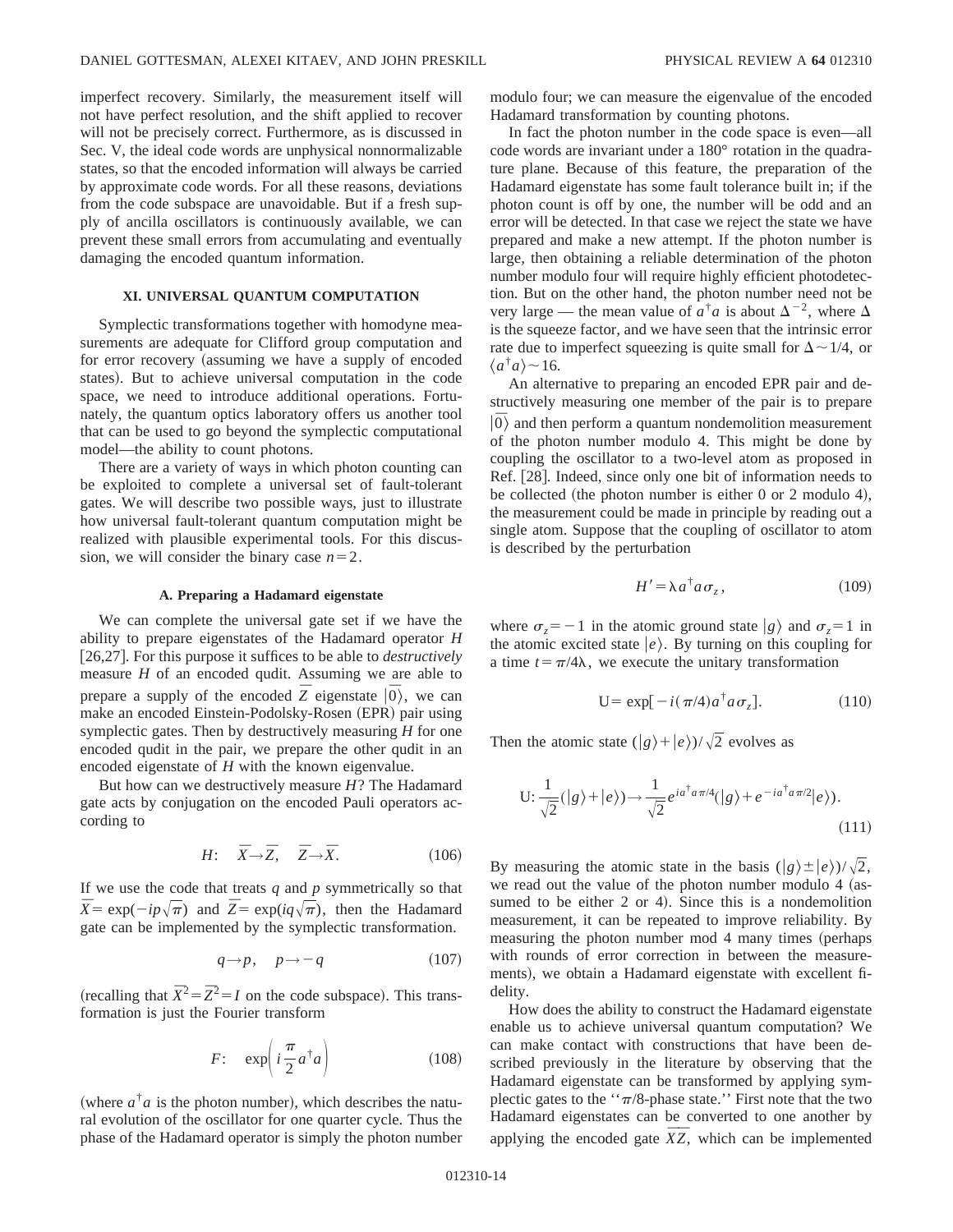imperfect recovery. Similarly, the measurement itself will not have perfect resolution, and the shift applied to recover will not be precisely correct. Furthermore, as is discussed in Sec. V, the ideal code words are unphysical nonnormalizable states, so that the encoded information will always be carried by approximate code words. For all these reasons, deviations from the code subspace are unavoidable. But if a fresh supply of ancilla oscillators is continuously available, we can prevent these small errors from accumulating and eventually damaging the encoded quantum information.

## XI. UNIVERSAL QUANTUM COMPUTATION

Symplectic transformations together with homodyne measurements are adequate for Clifford group computation and for error recovery (assuming we have a supply of encoded states). But to achieve universal computation in the code space, we need to introduce additional operations. Fortunately, the quantum optics laboratory offers us another tool that can be used to go beyond the symplectic computational model—the ability to count photons.

There are a variety of ways in which photon counting can be exploited to complete a universal set of fault-tolerant gates. We will describe two possible ways, just to illustrate how universal fault-tolerant quantum computation might be realized with plausible experimental tools. For this discussion, we will consider the binary case $n=2$.

### A. Preparing a Hadamard eigenstate

We can complete the universal gate set if we have the ability to prepare eigenstates of the Hadamard operator $H$ [26,27]. For this purpose it suffices to be able to *destructively* measure $H$ of an encoded qudit. Assuming we are able to prepare a supply of the encoded $\bar{Z}$ eigenstate $|\bar{0}\rangle$, we can make an encoded Einstein-Podolsky-Rosen (EPR) pair using symplectic gates. Then by destructively measuring $H$ for one encoded qudit in the pair, we prepare the other qudit in an encoded eigenstate of $H$ with the known eigenvalue.

But how can we destructively measure $H$? The Hadamard gate acts by conjugation on the encoded Pauli operators according to

$$H:\quad \bar{X}\to\bar{Z},\quad \bar{Z}\to\bar{X}. \tag{106}$$

If we use the code that treats $q$ and $p$ symmetrically so that $\bar{X}=\exp(-ip\sqrt{\pi})$ and $\bar{Z}=\exp(iq\sqrt{\pi})$, then the Hadamard gate can be implemented by the symplectic transformation.

$$q\to p,\quad p\to -q \tag{107}$$

(recalling that $\bar{X}^2=\bar{Z}^2=I$ on the code subspace). This transformation is just the Fourier transform

$$F:\quad \exp\left(i\frac{\pi}{2}a^\dagger a\right) \tag{108}$$

(where $a^\dagger a$ is the photon number), which describes the natural evolution of the oscillator for one quarter cycle. Thus the phase of the Hadamard operator is simply the photon number modulo four; we can measure the eigenvalue of the encoded Hadamard transformation by counting photons.

In fact the photon number in the code space is even—all code words are invariant under a 180° rotation in the quadrature plane. Because of this feature, the preparation of the Hadamard eigenstate has some fault tolerance built in; if the photon count is off by one, the number will be odd and an error will be detected. In that case we reject the state we have prepared and make a new attempt. If the photon number is large, then obtaining a reliable determination of the photon number modulo four will require highly efficient photodetection. But on the other hand, the photon number need not be very large — the mean value of $a^\dagger a$ is about $\Delta^{-2}$, where $\Delta$ is the squeeze factor, and we have seen that the intrinsic error rate due to imperfect squeezing is quite small for $\Delta\sim 1/4$, or $\langle a^\dagger a\rangle\sim 16$.

An alternative to preparing an encoded EPR pair and destructively measuring one member of the pair is to prepare $|\bar{0}\rangle$ and then perform a quantum nondemolition measurement of the photon number modulo 4. This might be done by coupling the oscillator to a two-level atom as proposed in Ref. [28]. Indeed, since only one bit of information needs to be collected (the photon number is either 0 or 2 modulo 4), the measurement could be made in principle by reading out a single atom. Suppose that the coupling of oscillator to atom is described by the perturbation

$$H'=\lambda a^\dagger a\sigma_z, \tag{109}$$

where $\sigma_z=-1$ in the atomic ground state $|g\rangle$ and $\sigma_z=1$ in the atomic excited state $|e\rangle$. By turning on this coupling for a time $t=\pi/4\lambda$, we execute the unitary transformation

$$\mathrm{U}=\exp[-i(\pi/4)a^\dagger a\sigma_z]. \tag{110}$$

Then the atomic state $(|g\rangle+|e\rangle)/\sqrt{2}$ evolves as

$$\mathrm{U}:\frac{1}{\sqrt{2}}(|g\rangle+|e\rangle)\to\frac{1}{\sqrt{2}}e^{ia^\dagger a\pi/4}(|g\rangle+e^{-ia^\dagger a\pi/2}|e\rangle). \tag{111}$$

By measuring the atomic state in the basis $(|g\rangle\pm|e\rangle)/\sqrt{2}$, we read out the value of the photon number modulo 4 (assumed to be either 2 or 4). Since this is a nondemolition measurement, it can be repeated to improve reliability. By measuring the photon number mod 4 many times (perhaps with rounds of error correction in between the measurements), we obtain a Hadamard eigenstate with excellent fidelity.

How does the ability to construct the Hadamard eigenstate enable us to achieve universal quantum computation? We can make contact with constructions that have been described previously in the literature by observing that the Hadamard eigenstate can be transformed by applying symplectic gates to the "$\pi/8$-phase state." First note that the two Hadamard eigenstates can be converted to one another by applying the encoded gate $\bar{X}\bar{Z}$, which can be implemented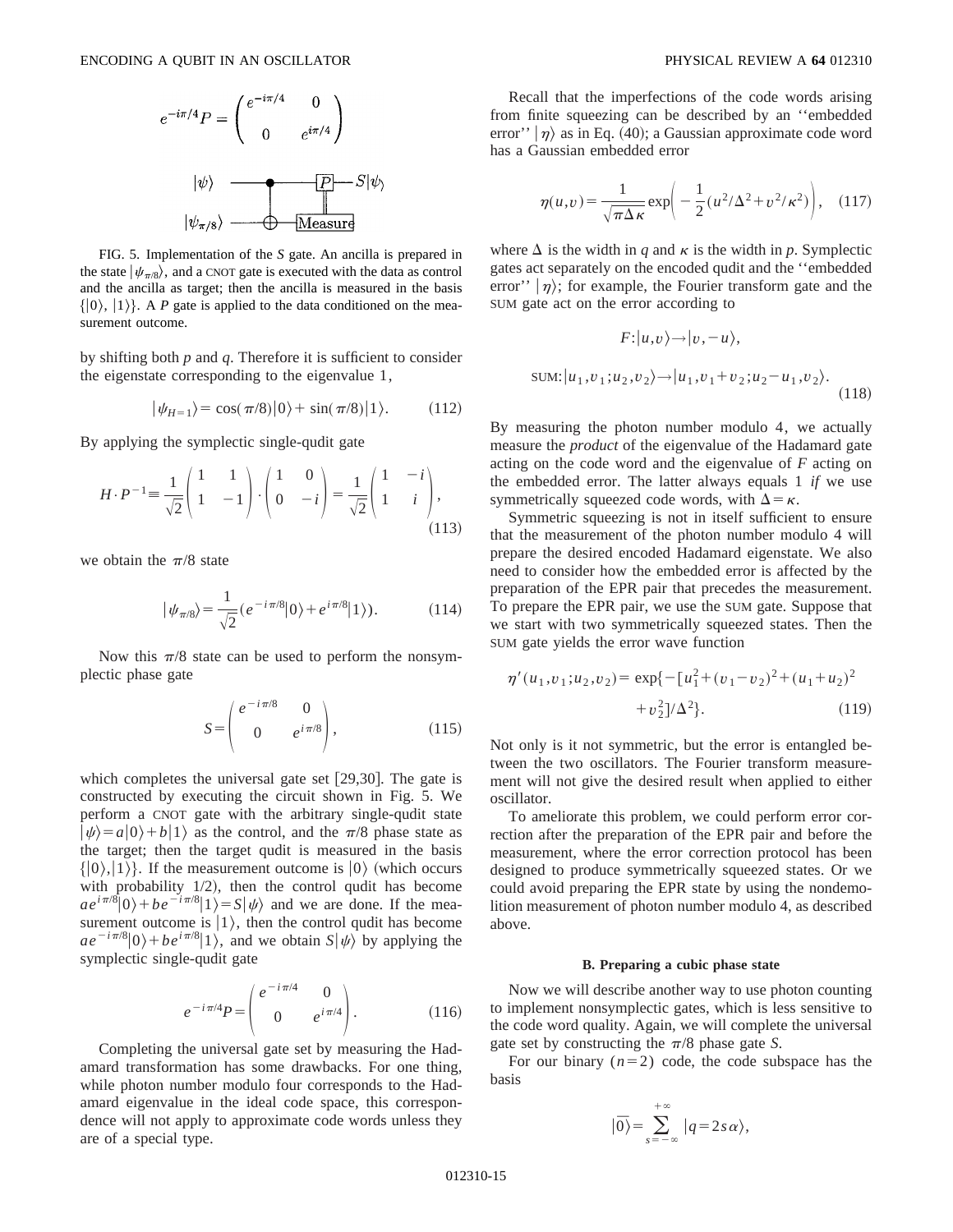$$e^{-i\pi/4}P = \begin{pmatrix} e^{-i\pi/4} & 0 \\ 0 & e^{i\pi/4} \end{pmatrix}$$

FIG. 5. Implementation of the $S$ gate. An ancilla is prepared in the state $|\psi_{\pi/8}\rangle$, and a CNOT gate is executed with the data as control and the ancilla as target; then the ancilla is measured in the basis $\{|0\rangle, |1\rangle\}$. A $P$ gate is applied to the data conditioned on the measurement outcome.

by shifting both $p$ and $q$. Therefore it is sufficient to consider the eigenstate corresponding to the eigenvalue 1,

$$|\psi_{H=1}\rangle = \cos(\pi/8)|0\rangle + \sin(\pi/8)|1\rangle. \tag{112}$$

By applying the symplectic single-qudit gate

$$H\cdot P^{-1} \equiv \frac{1}{\sqrt{2}}\begin{pmatrix} 1 & 1 \\ 1 & -1 \end{pmatrix}\cdot\begin{pmatrix} 1 & 0 \\ 0 & -i \end{pmatrix} = \frac{1}{\sqrt{2}}\begin{pmatrix} 1 & -i \\ 1 & i \end{pmatrix}, \tag{113}$$

we obtain the $\pi/8$ state

$$|\psi_{\pi/8}\rangle = \frac{1}{\sqrt{2}}(e^{-i\pi/8}|0\rangle + e^{i\pi/8}|1\rangle). \tag{114}$$

Now this $\pi/8$ state can be used to perform the nonsymplectic phase gate

$$S = \begin{pmatrix} e^{-i\pi/8} & 0 \\ 0 & e^{i\pi/8} \end{pmatrix}, \tag{115}$$

which completes the universal gate set [29,30]. The gate is constructed by executing the circuit shown in Fig. 5. We perform a CNOT gate with the arbitrary single-qudit state $|\psi\rangle = a|0\rangle + b|1\rangle$ as the control, and the $\pi/8$ phase state as the target; then the target qudit is measured in the basis $\{|0\rangle, |1\rangle\}$. If the measurement outcome is $|0\rangle$ (which occurs with probability 1/2), then the control qudit has become $ae^{i\pi/8}|0\rangle + be^{-i\pi/8}|1\rangle = S|\psi\rangle$ and we are done. If the measurement outcome is $|1\rangle$, then the control qudit has become $ae^{-i\pi/8}|0\rangle + be^{i\pi/8}|1\rangle$, and we obtain $S|\psi\rangle$ by applying the symplectic single-qudit gate

$$e^{-i\pi/4}P = \begin{pmatrix} e^{-i\pi/4} & 0 \\ 0 & e^{i\pi/4} \end{pmatrix}. \tag{116}$$

Completing the universal gate set by measuring the Hadamard transformation has some drawbacks. For one thing, while photon number modulo four corresponds to the Hadamard eigenvalue in the ideal code space, this correspondence will not apply to approximate code words unless they are of a special type.

Recall that the imperfections of the code words arising from finite squeezing can be described by an "embedded error" $|\eta\rangle$ as in Eq. (40); a Gaussian approximate code word has a Gaussian embedded error

$$\eta(u,v) = \frac{1}{\sqrt{\pi\Delta\kappa}}\exp\left(-\frac{1}{2}(u^2/\Delta^2 + v^2/\kappa^2)\right), \tag{117}$$

where $\Delta$ is the width in $q$ and $\kappa$ is the width in $p$. Symplectic gates act separately on the encoded qudit and the "embedded error" $|\eta\rangle$; for example, the Fourier transform gate and the SUM gate act on the error according to

$$F: |u,v\rangle \to |v,-u\rangle,$$

$$\text{SUM}: |u_1,v_1;u_2,v_2\rangle \to |u_1, v_1+v_2; u_2-u_1, v_2\rangle. \tag{118}$$

By measuring the photon number modulo 4, we actually measure the *product* of the eigenvalue of the Hadamard gate acting on the code word and the eigenvalue of $F$ acting on the embedded error. The latter always equals 1 *if* we use symmetrically squeezed code words, with $\Delta = \kappa$.

Symmetric squeezing is not in itself sufficient to ensure that the measurement of the photon number modulo 4 will prepare the desired encoded Hadamard eigenstate. We also need to consider how the embedded error is affected by the preparation of the EPR pair that precedes the measurement. To prepare the EPR pair, we use the SUM gate. Suppose that we start with two symmetrically squeezed states. Then the SUM gate yields the error wave function

$$\eta'(u_1,v_1;u_2,v_2) = \exp\{-[u_1^2 + (v_1-v_2)^2 + (u_1+u_2)^2 + v_2^2]/\Delta^2\}. \tag{119}$$

Not only is it not symmetric, but the error is entangled between the two oscillators. The Fourier transform measurement will not give the desired result when applied to either oscillator.

To ameliorate this problem, we could perform error correction after the preparation of the EPR pair and before the measurement, where the error correction protocol has been designed to produce symmetrically squeezed states. Or we could avoid preparing the EPR state by using the nondemolition measurement of photon number modulo 4, as described above.

### B. Preparing a cubic phase state

Now we will describe another way to use photon counting to implement nonsymplectic gates, which is less sensitive to the code word quality. Again, we will complete the universal gate set by constructing the $\pi/8$ phase gate $S$.

For our binary $(n=2)$ code, the code subspace has the basis

$$|\bar{0}\rangle = \sum_{s=-\infty}^{+\infty} |q = 2s\alpha\rangle,$$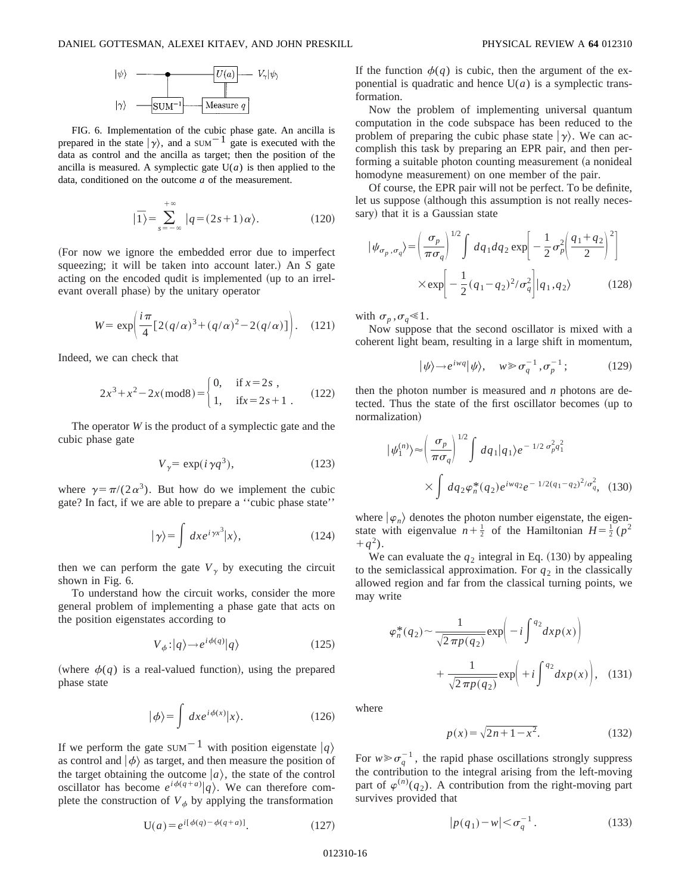FIG. 6. Implementation of the cubic phase gate. An ancilla is prepared in the state $|\gamma\rangle$, and a SUM$^{-1}$ gate is executed with the data as control and the ancilla as target; then the position of the ancilla is measured. A symplectic gate U($a$) is then applied to the data, conditioned on the outcome $a$ of the measurement.

$$|\bar{1}\rangle = \sum_{s=-\infty}^{+\infty} |q=(2s+1)\alpha\rangle. \tag{120}$$

(For now we ignore the embedded error due to imperfect squeezing; it will be taken into account later.) An $S$ gate acting on the encoded qudit is implemented (up to an irrelevant overall phase) by the unitary operator

$$W = \exp\left(\frac{i\pi}{4}[2(q/\alpha)^3 + (q/\alpha)^2 - 2(q/\alpha)]\right). \tag{121}$$

Indeed, we can check that

$$2x^3 + x^2 - 2x(\text{mod}8) = \begin{cases} 0, & \text{if } x = 2s\ , \\ 1, & \text{if} x = 2s+1\ . \end{cases} \tag{122}$$

The operator $W$ is the product of a symplectic gate and the cubic phase gate

$$V_\gamma = \exp(i\gamma q^3), \tag{123}$$

where $\gamma = \pi/(2\alpha^3)$. But how do we implement the cubic gate? In fact, if we are able to prepare a "cubic phase state"

$$|\gamma\rangle = \int dx e^{i\gamma x^3}|x\rangle, \tag{124}$$

then we can perform the gate $V_\gamma$ by executing the circuit shown in Fig. 6.

To understand how the circuit works, consider the more general problem of implementing a phase gate that acts on the position eigenstates according to

$$V_\phi : |q\rangle \rightarrow e^{i\phi(q)}|q\rangle \tag{125}$$

(where $\phi(q)$ is a real-valued function), using the prepared phase state

$$|\phi\rangle = \int dx e^{i\phi(x)}|x\rangle. \tag{126}$$

If we perform the gate SUM$^{-1}$ with position eigenstate $|q\rangle$ as control and $|\phi\rangle$ as target, and then measure the position of the target obtaining the outcome $|a\rangle$, the state of the control oscillator has become $e^{i\phi(q+a)}|q\rangle$. We can therefore complete the construction of $V_\phi$ by applying the transformation

$$\text{U}(a) = e^{i[\phi(q) - \phi(q+a)]}. \tag{127}$$

If the function $\phi(q)$ is cubic, then the argument of the exponential is quadratic and hence U($a$) is a symplectic transformation.

Now the problem of implementing universal quantum computation in the code subspace has been reduced to the problem of preparing the cubic phase state $|\gamma\rangle$. We can accomplish this task by preparing an EPR pair, and then performing a suitable photon counting measurement (a nonideal homodyne measurement) on one member of the pair.

Of course, the EPR pair will not be perfect. To be definite, let us suppose (although this assumption is not really necessary) that it is a Gaussian state

$$|\psi_{\sigma_p,\sigma_q}\rangle = \left(\frac{\sigma_p}{\pi\sigma_q}\right)^{1/2} \int dq_1 dq_2 \exp\left[-\frac{1}{2}\sigma_p^2\left(\frac{q_1+q_2}{2}\right)^2\right] \times \exp\left[-\frac{1}{2}(q_1-q_2)^2/\sigma_q^2\right]|q_1,q_2\rangle \tag{128}$$

with $\sigma_p, \sigma_q \ll 1$.

Now suppose that the second oscillator is mixed with a coherent light beam, resulting in a large shift in momentum,

$$|\psi\rangle \rightarrow e^{iwq}|\psi\rangle, \quad w \gg \sigma_q^{-1}, \sigma_p^{-1}; \tag{129}$$

then the photon number is measured and $n$ photons are detected. Thus the state of the first oscillator becomes (up to normalization)

$$|\psi_1^{(n)}\rangle \approx \left(\frac{\sigma_p}{\pi\sigma_q}\right)^{1/2} \int dq_1 |q_1\rangle e^{-1/2\,\sigma_p^2 q_1^2} \times \int dq_2 \varphi_n^*(q_2) e^{iwq_2} e^{-1/2(q_1-q_2)^2/\sigma_q^2}, \tag{130}$$

where $|\varphi_n\rangle$ denotes the photon number eigenstate, the eigenstate with eigenvalue $n+\frac{1}{2}$ of the Hamiltonian $H = \frac{1}{2}(p^2 + q^2)$.

We can evaluate the $q_2$ integral in Eq. (130) by appealing to the semiclassical approximation. For $q_2$ in the classically allowed region and far from the classical turning points, we may write

$$\varphi_n^*(q_2) \sim \frac{1}{\sqrt{2\pi p(q_2)}} \exp\left(-i\int^{q_2} dx p(x)\right) + \frac{1}{\sqrt{2\pi p(q_2)}} \exp\left(+i\int^{q_2} dx p(x)\right), \tag{131}$$

where

$$p(x) = \sqrt{2n+1-x^2}. \tag{132}$$

For $w \gg \sigma_q^{-1}$, the rapid phase oscillations strongly suppress the contribution to the integral arising from the left-moving part of $\varphi^{(n)}(q_2)$. A contribution from the right-moving part survives provided that

$$|p(q_1) - w| < \sigma_q^{-1}. \tag{133}$$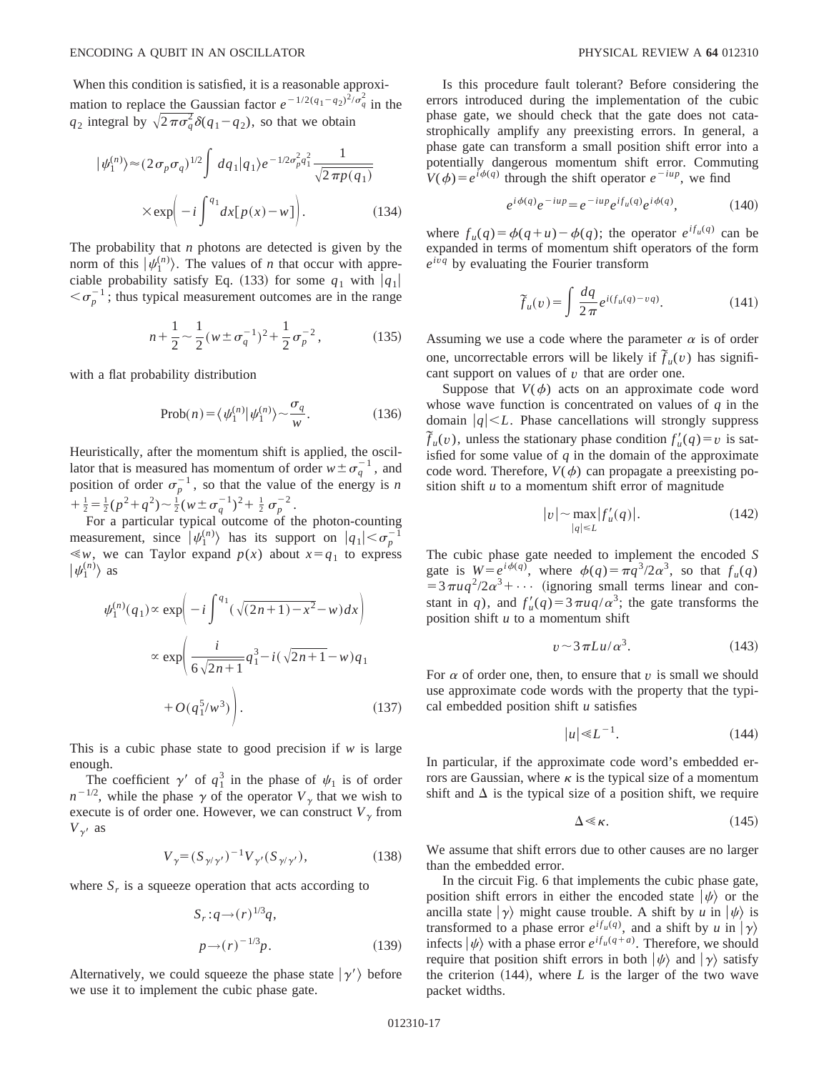When this condition is satisfied, it is a reasonable approximation to replace the Gaussian factor $e^{-1/2(q_1-q_2)^2/\sigma_q^2}$ in the $q_2$ integral by $\sqrt{2\pi\sigma_q^2}\,\delta(q_1-q_2)$, so that we obtain

$$|\psi_1^{(n)}\rangle \approx (2\sigma_p\sigma_q)^{1/2}\int dq_1 |q_1\rangle e^{-1/2\sigma_p^2 q_1^2}\frac{1}{\sqrt{2\pi p(q_1)}} \times \exp\left(-i\int^{q_1} dx[p(x)-w]\right). \tag{134}$$

The probability that $n$ photons are detected is given by the norm of this $|\psi_1^{(n)}\rangle$. The values of $n$ that occur with appreciable probability satisfy Eq. (133) for some $q_1$ with $|q_1| < \sigma_p^{-1}$; thus typical measurement outcomes are in the range

$$n+\frac{1}{2}\sim\frac{1}{2}(w\pm\sigma_q^{-1})^2+\frac{1}{2}\sigma_p^{-2}, \tag{135}$$

with a flat probability distribution

$$\text{Prob}(n)=\langle\psi_1^{(n)}|\psi_1^{(n)}\rangle\sim\frac{\sigma_q}{w}. \tag{136}$$

Heuristically, after the momentum shift is applied, the oscillator that is measured has momentum of order $w\pm\sigma_q^{-1}$, and position of order $\sigma_p^{-1}$, so that the value of the energy is $n+\frac{1}{2}=\frac{1}{2}(p^2+q^2)\sim\frac{1}{2}(w\pm\sigma_q^{-1})^2+\frac{1}{2}\sigma_p^{-2}$.

For a particular typical outcome of the photon-counting measurement, since $|\psi_1^{(n)}\rangle$ has its support on $|q_1|<\sigma_p^{-1} \ll w$, we can Taylor expand $p(x)$ about $x=q_1$ to express $|\psi_1^{(n)}\rangle$ as

$$\begin{aligned}\psi_1^{(n)}(q_1) &\propto \exp\left(-i\int^{q_1}(\sqrt{(2n+1)-x^2}-w)dx\right)\\ &\propto \exp\left(\frac{i}{6\sqrt{2n+1}}q_1^3 - i(\sqrt{2n+1}-w)q_1 + O(q_1^5/w^3)\right).\end{aligned} \tag{137}$$

This is a cubic phase state to good precision if $w$ is large enough.

The coefficient $\gamma'$ of $q_1^3$ in the phase of $\psi_1$ is of order $n^{-1/2}$, while the phase $\gamma$ of the operator $V_\gamma$ that we wish to execute is of order one. However, we can construct $V_\gamma$ from $V_{\gamma'}$ as

$$V_\gamma=(S_{\gamma/\gamma'})^{-1}V_{\gamma'}(S_{\gamma/\gamma'}), \tag{138}$$

where $S_r$ is a squeeze operation that acts according to

$$\begin{aligned} S_r: q &\rightarrow (r)^{1/3}q,\\ p &\rightarrow (r)^{-1/3}p. \end{aligned} \tag{139}$$

Alternatively, we could squeeze the phase state $|\gamma'\rangle$ before we use it to implement the cubic phase gate.

Is this procedure fault tolerant? Before considering the errors introduced during the implementation of the cubic phase gate, we should check that the gate does not catastrophically amplify any preexisting errors. In general, a phase gate can transform a small position shift error into a potentially dangerous momentum shift error. Commuting $V(\phi)=e^{i\phi(q)}$ through the shift operator $e^{-iup}$, we find

$$e^{i\phi(q)}e^{-iup}=e^{-iup}e^{if_u(q)}e^{i\phi(q)}, \tag{140}$$

where $f_u(q)=\phi(q+u)-\phi(q)$; the operator $e^{if_u(q)}$ can be expanded in terms of momentum shift operators of the form $e^{ivq}$ by evaluating the Fourier transform

$$\tilde{f}_u(v)=\int\frac{dq}{2\pi}e^{i(f_u(q)-vq)}. \tag{141}$$

Assuming we use a code where the parameter $\alpha$ is of order one, uncorrectable errors will be likely if $\tilde{f}_u(v)$ has significant support on values of $v$ that are order one.

Suppose that $V(\phi)$ acts on an approximate code word whose wave function is concentrated on values of $q$ in the domain $|q|<L$. Phase cancellations will strongly suppress $\tilde{f}_u(v)$, unless the stationary phase condition $f_u'(q)=v$ is satisfied for some value of $q$ in the domain of the approximate code word. Therefore, $V(\phi)$ can propagate a preexisting position shift $u$ to a momentum shift error of magnitude

$$|v|\sim\max_{|q|\le L}|f_u'(q)|. \tag{142}$$

The cubic phase gate needed to implement the encoded $S$ gate is $W=e^{i\phi(q)}$, where $\phi(q)=\pi q^3/2\alpha^3$, so that $f_u(q)=3\pi u q^2/2\alpha^3+\cdots$ (ignoring small terms linear and constant in $q$), and $f_u'(q)=3\pi uq/\alpha^3$; the gate transforms the position shift $u$ to a momentum shift

$$v\sim 3\pi L u/\alpha^3. \tag{143}$$

For $\alpha$ of order one, then, to ensure that $v$ is small we should use approximate code words with the property that the typical embedded position shift $u$ satisfies

$$|u|\ll L^{-1}. \tag{144}$$

In particular, if the approximate code word's embedded errors are Gaussian, where $\kappa$ is the typical size of a momentum shift and $\Delta$ is the typical size of a position shift, we require

$$\Delta\ll\kappa. \tag{145}$$

We assume that shift errors due to other causes are no larger than the embedded error.

In the circuit Fig. 6 that implements the cubic phase gate, position shift errors in either the encoded state $|\psi\rangle$ or the ancilla state $|\gamma\rangle$ might cause trouble. A shift by $u$ in $|\psi\rangle$ is transformed to a phase error $e^{if_u(q)}$, and a shift by $u$ in $|\gamma\rangle$ infects $|\psi\rangle$ with a phase error $e^{if_u(q+a)}$. Therefore, we should require that position shift errors in both $|\psi\rangle$ and $|\gamma\rangle$ satisfy the criterion (144), where $L$ is the larger of the two wave packet widths.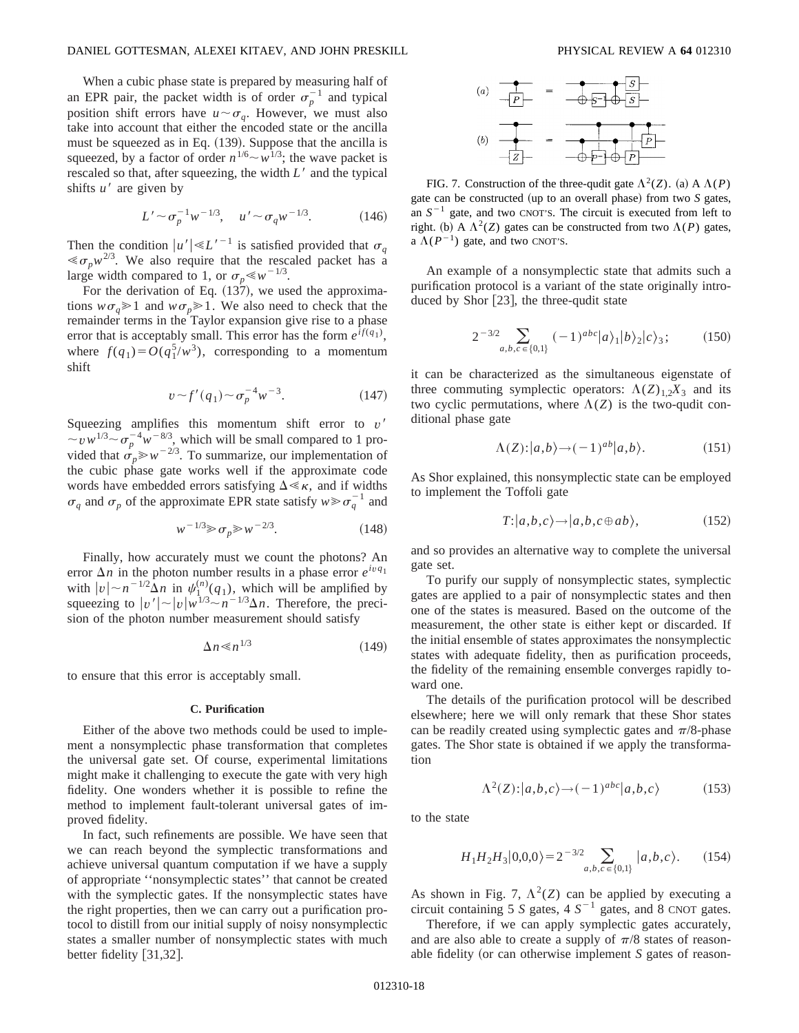When a cubic phase state is prepared by measuring half of an EPR pair, the packet width is of order $\sigma_p^{-1}$ and typical position shift errors have $u \sim \sigma_q$. However, we must also take into account that either the encoded state or the ancilla must be squeezed as in Eq. (139). Suppose that the ancilla is squeezed, by a factor of order $n^{1/6} \sim w^{1/3}$; the wave packet is rescaled so that, after squeezing, the width $L'$ and the typical shifts $u'$ are given by

$$L' \sim \sigma_p^{-1} w^{-1/3}, \quad u' \sim \sigma_q w^{-1/3}. \tag{146}$$

Then the condition $|u'| \ll L'^{-1}$ is satisfied provided that $\sigma_q \ll \sigma_p w^{2/3}$. We also require that the rescaled packet has a large width compared to 1, or $\sigma_p \ll w^{-1/3}$.

For the derivation of Eq. (137), we used the approximations $w\sigma_q \gg 1$ and $w\sigma_p \gg 1$. We also need to check that the remainder terms in the Taylor expansion give rise to a phase error that is acceptably small. This error has the form $e^{if(q_1)}$, where $f(q_1) = O(q_1^5/w^3)$, corresponding to a momentum shift

$$v \sim f'(q_1) \sim \sigma_p^{-4} w^{-3}. \tag{147}$$

Squeezing amplifies this momentum shift error to $v' \sim v w^{1/3} \sim \sigma_p^{-4} w^{-8/3}$, which will be small compared to 1 provided that $\sigma_p \gg w^{-2/3}$. To summarize, our implementation of the cubic phase gate works well if the approximate code words have embedded errors satisfying $\Delta \ll \kappa$, and if widths $\sigma_q$ and $\sigma_p$ of the approximate EPR state satisfy $w \gg \sigma_q^{-1}$ and

$$w^{-1/3} \gg \sigma_p \gg w^{-2/3}. \tag{148}$$

Finally, how accurately must we count the photons? An error $\Delta n$ in the photon number results in a phase error $e^{ivq_1}$ with $|v| \sim n^{-1/2}\Delta n$ in $\psi_1^{(n)}(q_1)$, which will be amplified by squeezing to $|v'| \sim |v| w^{1/3} \sim n^{-1/3}\Delta n$. Therefore, the precision of the photon number measurement should satisfy

$$\Delta n \ll n^{1/3} \tag{149}$$

to ensure that this error is acceptably small.

### C. Purification

Either of the above two methods could be used to implement a nonsymplectic phase transformation that completes the universal gate set. Of course, experimental limitations might make it challenging to execute the gate with very high fidelity. One wonders whether it is possible to refine the method to implement fault-tolerant universal gates of improved fidelity.

In fact, such refinements are possible. We have seen that we can reach beyond the symplectic transformations and achieve universal quantum computation if we have a supply of appropriate "nonsymplectic states" that cannot be created with the symplectic gates. If the nonsymplectic states have the right properties, then we can carry out a purification protocol to distill from our initial supply of noisy nonsymplectic states a smaller number of nonsymplectic states with much better fidelity [31,32].

FIG. 7. Construction of the three-qudit gate $\Lambda^2(Z)$. (a) A $\Lambda(P)$ gate can be constructed (up to an overall phase) from two $S$ gates, an $S^{-1}$ gate, and two CNOT'S. The circuit is executed from left to right. (b) A $\Lambda^2(Z)$ gates can be constructed from two $\Lambda(P)$ gates, a $\Lambda(P^{-1})$ gate, and two CNOT'S.

An example of a nonsymplectic state that admits such a purification protocol is a variant of the state originally introduced by Shor [23], the three-qudit state

$$2^{-3/2} \sum_{a,b,c \in \{0,1\}} (-1)^{abc} |a\rangle_1 |b\rangle_2 |c\rangle_3; \tag{150}$$

it can be characterized as the simultaneous eigenstate of three commuting symplectic operators: $\Lambda(Z)_{1,2}X_3$ and its two cyclic permutations, where $\Lambda(Z)$ is the two-qudit conditional phase gate

$$\Lambda(Z): |a,b\rangle \to (-1)^{ab} |a,b\rangle. \tag{151}$$

As Shor explained, this nonsymplectic state can be employed to implement the Toffoli gate

$$T: |a,b,c\rangle \to |a,b,c \oplus ab\rangle, \tag{152}$$

and so provides an alternative way to complete the universal gate set.

To purify our supply of nonsymplectic states, symplectic gates are applied to a pair of nonsymplectic states and then one of the states is measured. Based on the outcome of the measurement, the other state is either kept or discarded. If the initial ensemble of states approximates the nonsymplectic states with adequate fidelity, then as purification proceeds, the fidelity of the remaining ensemble converges rapidly toward one.

The details of the purification protocol will be described elsewhere; here we will only remark that these Shor states can be readily created using symplectic gates and $\pi/8$-phase gates. The Shor state is obtained if we apply the transformation

$$\Lambda^2(Z): |a,b,c\rangle \to (-1)^{abc} |a,b,c\rangle \tag{153}$$

to the state

$$H_1 H_2 H_3 |0,0,0\rangle = 2^{-3/2} \sum_{a,b,c \in \{0,1\}} |a,b,c\rangle. \tag{154}$$

As shown in Fig. 7, $\Lambda^2(Z)$ can be applied by executing a circuit containing 5 $S$ gates, 4 $S^{-1}$ gates, and 8 CNOT gates.

Therefore, if we can apply symplectic gates accurately, and are also able to create a supply of $\pi/8$ states of reasonable fidelity (or can otherwise implement $S$ gates of reason-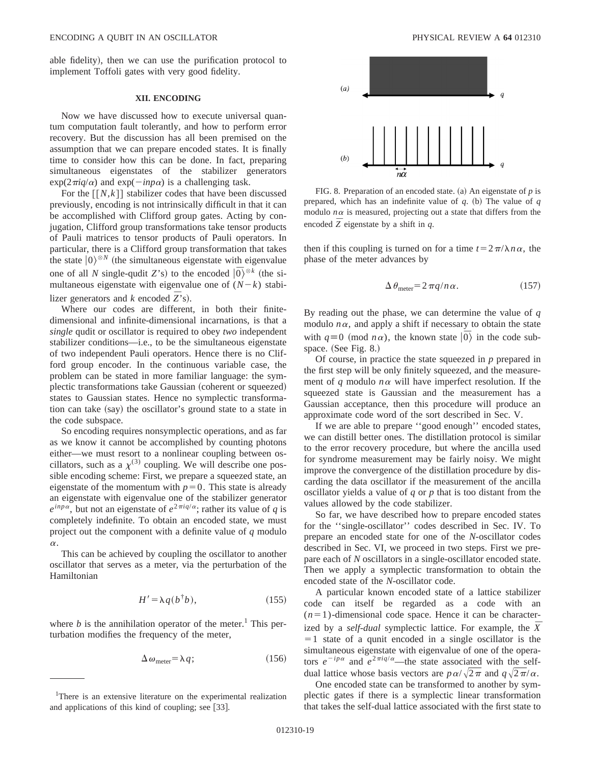able fidelity), then we can use the purification protocol to implement Toffoli gates with very good fidelity.

## XII. ENCODING

Now we have discussed how to execute universal quantum computation fault tolerantly, and how to perform error recovery. But the discussion has all been premised on the assumption that we can prepare encoded states. It is finally time to consider how this can be done. In fact, preparing simultaneous eigenstates of the stabilizer generators $\exp(2\pi i q/\alpha)$ and $\exp(-inp\alpha)$ is a challenging task.

For the $[[N,k]]$ stabilizer codes that have been discussed previously, encoding is not intrinsically difficult in that it can be accomplished with Clifford group gates. Acting by conjugation, Clifford group transformations take tensor products of Pauli matrices to tensor products of Pauli operators. In particular, there is a Clifford group transformation that takes the state $|0\rangle^{\otimes N}$ (the simultaneous eigenstate with eigenvalue one of all $N$ single-qudit $Z$'s) to the encoded $|\bar{0}\rangle^{\otimes k}$ (the simultaneous eigenstate with eigenvalue one of $(N-k)$ stabilizer generators and $k$ encoded $\bar{Z}$'s).

Where our codes are different, in both their finite-dimensional and infinite-dimensional incarnations, is that a *single* qudit or oscillator is required to obey *two* independent stabilizer conditions—i.e., to be the simultaneous eigenstate of two independent Pauli operators. Hence there is no Clifford group encoder. In the continuous variable case, the problem can be stated in more familiar language: the symplectic transformations take Gaussian (coherent or squeezed) states to Gaussian states. Hence no symplectic transformation can take (say) the oscillator's ground state to a state in the code subspace.

So encoding requires nonsymplectic operations, and as far as we know it cannot be accomplished by counting photons either—we must resort to a nonlinear coupling between oscillators, such as a $\chi^{(3)}$ coupling. We will describe one possible encoding scheme: First, we prepare a squeezed state, an eigenstate of the momentum with $p=0$. This state is already an eigenstate with eigenvalue one of the stabilizer generator $e^{inp\alpha}$, but not an eigenstate of $e^{2\pi i q/\alpha}$; rather its value of $q$ is completely indefinite. To obtain an encoded state, we must project out the component with a definite value of $q$ modulo $\alpha$.

This can be achieved by coupling the oscillator to another oscillator that serves as a meter, via the perturbation of the Hamiltonian

$$H' = \lambda q (b^\dagger b), \tag{155}$$

where $b$ is the annihilation operator of the meter.[1] This perturbation modifies the frequency of the meter,

$$\Delta \omega_{\text{meter}} = \lambda q; \tag{156}$$

[1] There is an extensive literature on the experimental realization and applications of this kind of coupling; see [33].

FIG. 8. Preparation of an encoded state. (a) An eigenstate of $p$ is prepared, which has an indefinite value of $q$. (b) The value of $q$ modulo $n\alpha$ is measured, projecting out a state that differs from the encoded $\bar{Z}$ eigenstate by a shift in $q$.

then if this coupling is turned on for a time $t = 2\pi/\lambda n\alpha$, the phase of the meter advances by

$$\Delta \theta_{\text{meter}} = 2\pi q / n\alpha. \tag{157}$$

By reading out the phase, we can determine the value of $q$ modulo $n\alpha$, and apply a shift if necessary to obtain the state with $q \equiv 0 \pmod{n\alpha}$, the known state $|\bar{0}\rangle$ in the code subspace. (See Fig. 8.)

Of course, in practice the state squeezed in $p$ prepared in the first step will be only finitely squeezed, and the measurement of $q$ modulo $n\alpha$ will have imperfect resolution. If the squeezed state is Gaussian and the measurement has a Gaussian acceptance, then this procedure will produce an approximate code word of the sort described in Sec. V.

If we are able to prepare "good enough" encoded states, we can distill better ones. The distillation protocol is similar to the error recovery procedure, but where the ancilla used for syndrome measurement may be fairly noisy. We might improve the convergence of the distillation procedure by discarding the data oscillator if the measurement of the ancilla oscillator yields a value of $q$ or $p$ that is too distant from the values allowed by the code stabilizer.

So far, we have described how to prepare encoded states for the "single-oscillator" codes described in Sec. IV. To prepare an encoded state for one of the $N$-oscillator codes described in Sec. VI, we proceed in two steps. First we prepare each of $N$ oscillators in a single-oscillator encoded state. Then we apply a symplectic transformation to obtain the encoded state of the $N$-oscillator code.

A particular known encoded state of a lattice stabilizer code can itself be regarded as a code with an $(n=1)$-dimensional code space. Hence it can be characterized by a *self-dual* symplectic lattice. For example, the $\bar{X}=1$ state of a qunit encoded in a single oscillator is the simultaneous eigenstate with eigenvalue of one of the operators $e^{-ip\alpha}$ and $e^{2\pi i q/\alpha}$—the state associated with the self-dual lattice whose basis vectors are $p\alpha/\sqrt{2\pi}$ and $q\sqrt{2\pi}/\alpha$.

One encoded state can be transformed to another by symplectic gates if there is a symplectic linear transformation that takes the self-dual lattice associated with the first state to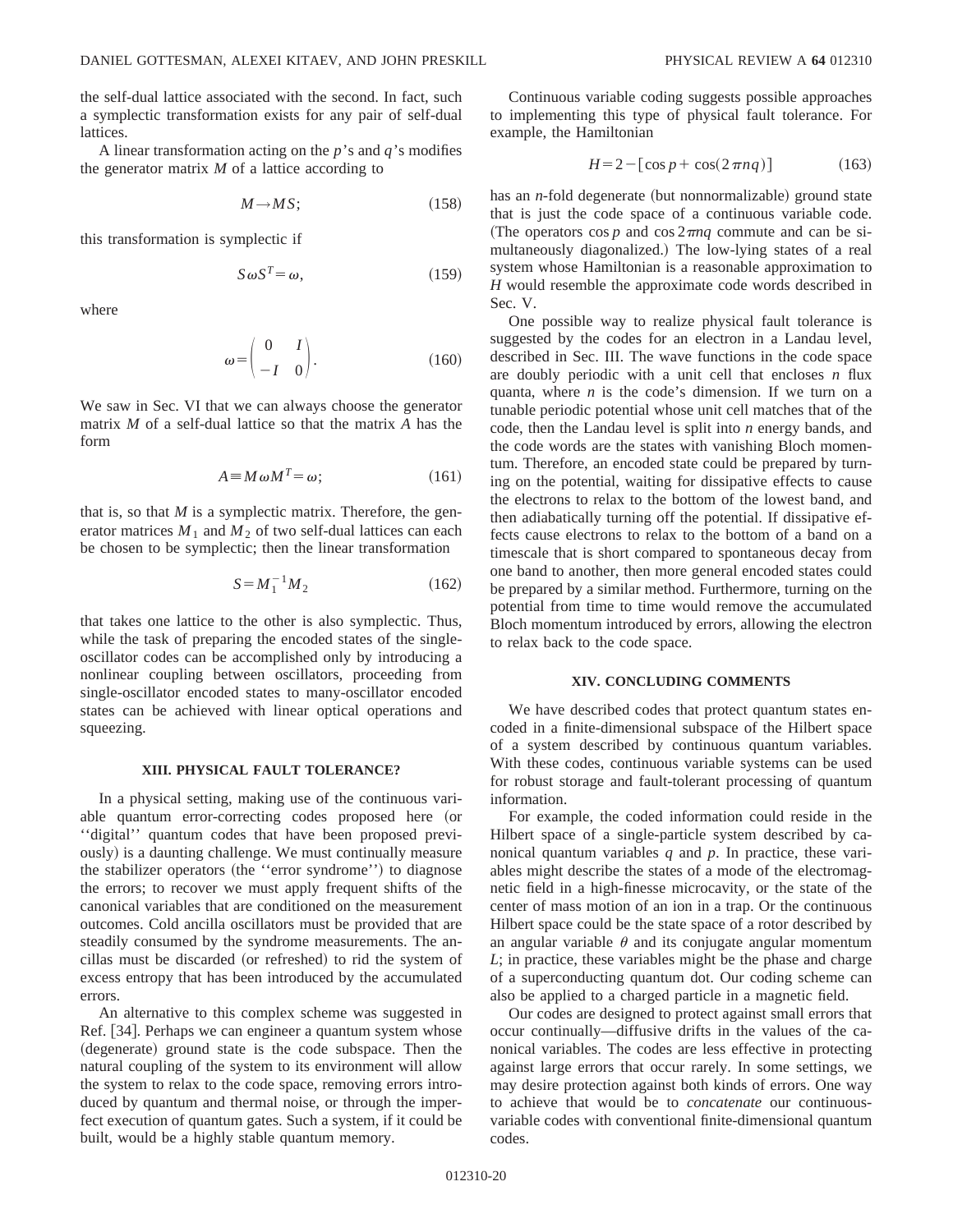the self-dual lattice associated with the second. In fact, such a symplectic transformation exists for any pair of self-dual lattices.

A linear transformation acting on the $p$'s and $q$'s modifies the generator matrix $M$ of a lattice according to

$$M \rightarrow MS; \tag{158}$$

this transformation is symplectic if

$$S\omega S^T = \omega, \tag{159}$$

where

$$\omega = \begin{pmatrix} 0 & I \\ -I & 0 \end{pmatrix}. \tag{160}$$

We saw in Sec. VI that we can always choose the generator matrix $M$ of a self-dual lattice so that the matrix $A$ has the form

$$A \equiv M\omega M^T = \omega; \tag{161}$$

that is, so that $M$ is a symplectic matrix. Therefore, the generator matrices $M_1$ and $M_2$ of two self-dual lattices can each be chosen to be symplectic; then the linear transformation

$$S = M_1^{-1} M_2 \tag{162}$$

that takes one lattice to the other is also symplectic. Thus, while the task of preparing the encoded states of the single-oscillator codes can be accomplished only by introducing a nonlinear coupling between oscillators, proceeding from single-oscillator encoded states to many-oscillator encoded states can be achieved with linear optical operations and squeezing.

## XIII. PHYSICAL FAULT TOLERANCE?

In a physical setting, making use of the continuous variable quantum error-correcting codes proposed here (or ''digital'' quantum codes that have been proposed previously) is a daunting challenge. We must continually measure the stabilizer operators (the ''error syndrome'') to diagnose the errors; to recover we must apply frequent shifts of the canonical variables that are conditioned on the measurement outcomes. Cold ancilla oscillators must be provided that are steadily consumed by the syndrome measurements. The ancillas must be discarded (or refreshed) to rid the system of excess entropy that has been introduced by the accumulated errors.

An alternative to this complex scheme was suggested in Ref. [34]. Perhaps we can engineer a quantum system whose (degenerate) ground state is the code subspace. Then the natural coupling of the system to its environment will allow the system to relax to the code space, removing errors introduced by quantum and thermal noise, or through the imperfect execution of quantum gates. Such a system, if it could be built, would be a highly stable quantum memory.

Continuous variable coding suggests possible approaches to implementing this type of physical fault tolerance. For example, the Hamiltonian

$$H = 2 - [\cos p + \cos(2\pi n q)] \tag{163}$$

has an $n$-fold degenerate (but nonnormalizable) ground state that is just the code space of a continuous variable code. (The operators $\cos p$ and $\cos 2\pi n q$ commute and can be simultaneously diagonalized.) The low-lying states of a real system whose Hamiltonian is a reasonable approximation to $H$ would resemble the approximate code words described in Sec. V.

One possible way to realize physical fault tolerance is suggested by the codes for an electron in a Landau level, described in Sec. III. The wave functions in the code space are doubly periodic with a unit cell that encloses $n$ flux quanta, where $n$ is the code's dimension. If we turn on a tunable periodic potential whose unit cell matches that of the code, then the Landau level is split into $n$ energy bands, and the code words are the states with vanishing Bloch momentum. Therefore, an encoded state could be prepared by turning on the potential, waiting for dissipative effects to cause the electrons to relax to the bottom of the lowest band, and then adiabatically turning off the potential. If dissipative effects cause electrons to relax to the bottom of a band on a timescale that is short compared to spontaneous decay from one band to another, then more general encoded states could be prepared by a similar method. Furthermore, turning on the potential from time to time would remove the accumulated Bloch momentum introduced by errors, allowing the electron to relax back to the code space.

## XIV. CONCLUDING COMMENTS

We have described codes that protect quantum states encoded in a finite-dimensional subspace of the Hilbert space of a system described by continuous quantum variables. With these codes, continuous variable systems can be used for robust storage and fault-tolerant processing of quantum information.

For example, the coded information could reside in the Hilbert space of a single-particle system described by canonical quantum variables $q$ and $p$. In practice, these variables might describe the states of a mode of the electromagnetic field in a high-finesse microcavity, or the state of the center of mass motion of an ion in a trap. Or the continuous Hilbert space could be the state space of a rotor described by an angular variable $\theta$ and its conjugate angular momentum $L$; in practice, these variables might be the phase and charge of a superconducting quantum dot. Our coding scheme can also be applied to a charged particle in a magnetic field.

Our codes are designed to protect against small errors that occur continually—diffusive drifts in the values of the canonical variables. The codes are less effective in protecting against large errors that occur rarely. In some settings, we may desire protection against both kinds of errors. One way to achieve that would be to *concatenate* our continuous-variable codes with conventional finite-dimensional quantum codes.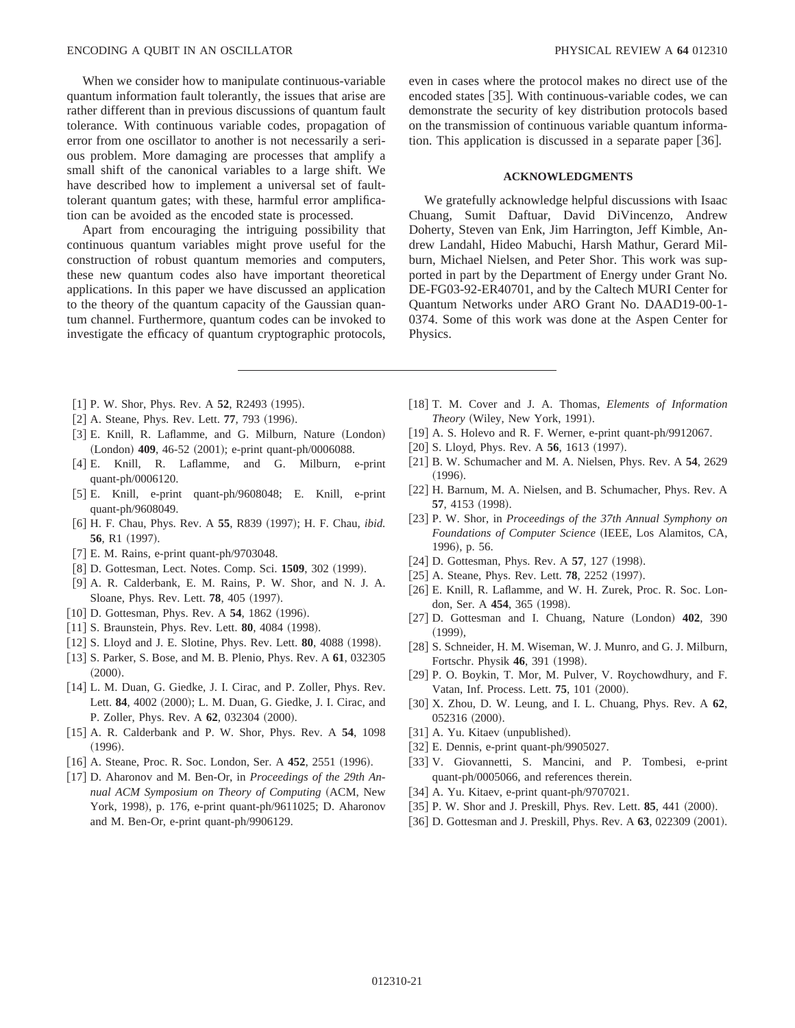When we consider how to manipulate continuous-variable quantum information fault tolerantly, the issues that arise are rather different than in previous discussions of quantum fault tolerance. With continuous variable codes, propagation of error from one oscillator to another is not necessarily a serious problem. More damaging are processes that amplify a small shift of the canonical variables to a large shift. We have described how to implement a universal set of fault-tolerant quantum gates; with these, harmful error amplification can be avoided as the encoded state is processed.

Apart from encouraging the intriguing possibility that continuous quantum variables might prove useful for the construction of robust quantum memories and computers, these new quantum codes also have important theoretical applications. In this paper we have discussed an application to the theory of the quantum capacity of the Gaussian quantum channel. Furthermore, quantum codes can be invoked to investigate the efficacy of quantum cryptographic protocols, even in cases where the protocol makes no direct use of the encoded states [35]. With continuous-variable codes, we can demonstrate the security of key distribution protocols based on the transmission of continuous variable quantum information. This application is discussed in a separate paper [36].

## ACKNOWLEDGMENTS

We gratefully acknowledge helpful discussions with Isaac Chuang, Sumit Daftuar, David DiVincenzo, Andrew Doherty, Steven van Enk, Jim Harrington, Jeff Kimble, Andrew Landahl, Hideo Mabuchi, Harsh Mathur, Gerard Milburn, Michael Nielsen, and Peter Shor. This work was supported in part by the Department of Energy under Grant No. DE-FG03-92-ER40701, and by the Caltech MURI Center for Quantum Networks under ARO Grant No. DAAD19-00-1-0374. Some of this work was done at the Aspen Center for Physics.

---

[1] P. W. Shor, Phys. Rev. A **52**, R2493 (1995).

[2] A. Steane, Phys. Rev. Lett. **77**, 793 (1996).

[3] E. Knill, R. Laflamme, and G. Milburn, Nature (London) (London) **409**, 46-52 (2001); e-print quant-ph/0006088.

[4] E. Knill, R. Laflamme, and G. Milburn, e-print quant-ph/0006120.

[5] E. Knill, e-print quant-ph/9608048; E. Knill, e-print quant-ph/9608049.

[6] H. F. Chau, Phys. Rev. A **55**, R839 (1997); H. F. Chau, *ibid.* **56**, R1 (1997).

[7] E. M. Rains, e-print quant-ph/9703048.

[8] D. Gottesman, Lect. Notes. Comp. Sci. **1509**, 302 (1999).

[9] A. R. Calderbank, E. M. Rains, P. W. Shor, and N. J. A. Sloane, Phys. Rev. Lett. **78**, 405 (1997).

[10] D. Gottesman, Phys. Rev. A **54**, 1862 (1996).

[11] S. Braunstein, Phys. Rev. Lett. **80**, 4084 (1998).

[12] S. Lloyd and J. E. Slotine, Phys. Rev. Lett. **80**, 4088 (1998).

[13] S. Parker, S. Bose, and M. B. Plenio, Phys. Rev. A **61**, 032305 (2000).

[14] L. M. Duan, G. Giedke, J. I. Cirac, and P. Zoller, Phys. Rev. Lett. **84**, 4002 (2000); L. M. Duan, G. Giedke, J. I. Cirac, and P. Zoller, Phys. Rev. A **62**, 032304 (2000).

[15] A. R. Calderbank and P. W. Shor, Phys. Rev. A **54**, 1098 (1996).

[16] A. Steane, Proc. R. Soc. London, Ser. A **452**, 2551 (1996).

[17] D. Aharonov and M. Ben-Or, in *Proceedings of the 29th Annual ACM Symposium on Theory of Computing* (ACM, New York, 1998), p. 176, e-print quant-ph/9611025; D. Aharonov and M. Ben-Or, e-print quant-ph/9906129.

[18] T. M. Cover and J. A. Thomas, *Elements of Information Theory* (Wiley, New York, 1991).

[19] A. S. Holevo and R. F. Werner, e-print quant-ph/9912067.

[20] S. Lloyd, Phys. Rev. A **56**, 1613 (1997).

[21] B. W. Schumacher and M. A. Nielsen, Phys. Rev. A **54**, 2629 (1996).

[22] H. Barnum, M. A. Nielsen, and B. Schumacher, Phys. Rev. A **57**, 4153 (1998).

[23] P. W. Shor, in *Proceedings of the 37th Annual Symphony on Foundations of Computer Science* (IEEE, Los Alamitos, CA, 1996), p. 56.

[24] D. Gottesman, Phys. Rev. A **57**, 127 (1998).

[25] A. Steane, Phys. Rev. Lett. **78**, 2252 (1997).

[26] E. Knill, R. Laflamme, and W. H. Zurek, Proc. R. Soc. London, Ser. A **454**, 365 (1998).

[27] D. Gottesman and I. Chuang, Nature (London) **402**, 390 (1999),

[28] S. Schneider, H. M. Wiseman, W. J. Munro, and G. J. Milburn, Fortschr. Physik **46**, 391 (1998).

[29] P. O. Boykin, T. Mor, M. Pulver, V. Roychowdhury, and F. Vatan, Inf. Process. Lett. **75**, 101 (2000).

[30] X. Zhou, D. W. Leung, and I. L. Chuang, Phys. Rev. A **62**, 052316 (2000).

[31] A. Yu. Kitaev (unpublished).

[32] E. Dennis, e-print quant-ph/9905027.

[33] V. Giovannetti, S. Mancini, and P. Tombesi, e-print quant-ph/0005066, and references therein.

[34] A. Yu. Kitaev, e-print quant-ph/9707021.

[35] P. W. Shor and J. Preskill, Phys. Rev. Lett. **85**, 441 (2000).

[36] D. Gottesman and J. Preskill, Phys. Rev. A **63**, 022309 (2001).